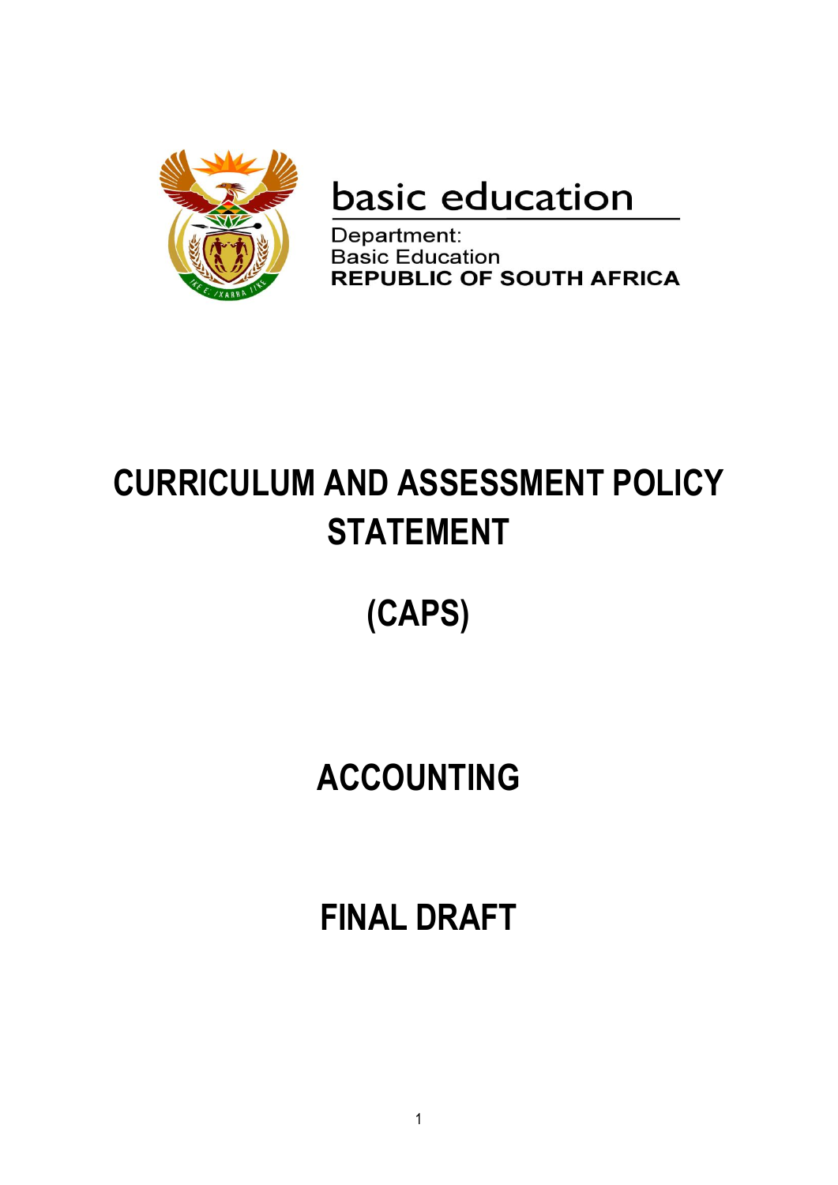basic education

Department:
Basic Education
**REPUBLIC OF SOUTH AFRICA**

# CURRICULUM AND ASSESSMENT POLICY STATEMENT

# (CAPS)

# ACCOUNTING

# FINAL DRAFT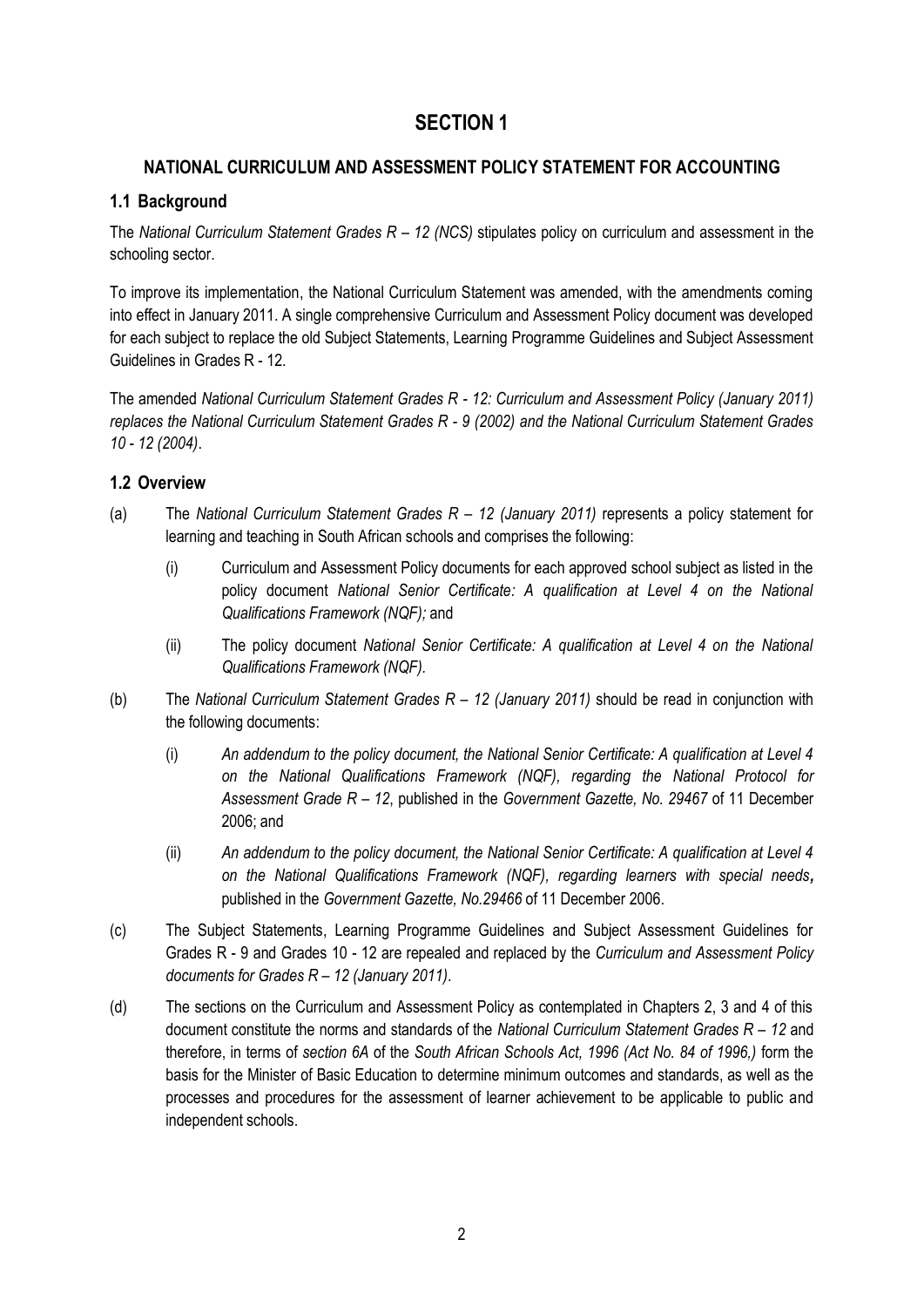# SECTION 1

## NATIONAL CURRICULUM AND ASSESSMENT POLICY STATEMENT FOR ACCOUNTING

### 1.1 Background

The *National Curriculum Statement Grades R – 12 (NCS)* stipulates policy on curriculum and assessment in the schooling sector.

To improve its implementation, the National Curriculum Statement was amended, with the amendments coming into effect in January 2011. A single comprehensive Curriculum and Assessment Policy document was developed for each subject to replace the old Subject Statements, Learning Programme Guidelines and Subject Assessment Guidelines in Grades R - 12.

The amended *National Curriculum Statement Grades R - 12: Curriculum and Assessment Policy (January 2011) replaces the National Curriculum Statement Grades R - 9 (2002) and the National Curriculum Statement Grades 10 - 12 (2004)*.

### 1.2 Overview

(a) The *National Curriculum Statement Grades R – 12 (January 2011)* represents a policy statement for learning and teaching in South African schools and comprises the following:

  (i) Curriculum and Assessment Policy documents for each approved school subject as listed in the policy document *National Senior Certificate: A qualification at Level 4 on the National Qualifications Framework (NQF);* and

  (ii) The policy document *National Senior Certificate: A qualification at Level 4 on the National Qualifications Framework (NQF).*

(b) The *National Curriculum Statement Grades R – 12 (January 2011)* should be read in conjunction with the following documents:

  (i) *An addendum to the policy document, the National Senior Certificate: A qualification at Level 4 on the National Qualifications Framework (NQF), regarding the National Protocol for Assessment Grade R – 12*, published in the *Government Gazette, No. 29467* of 11 December 2006; and

  (ii) *An addendum to the policy document, the National Senior Certificate: A qualification at Level 4 on the National Qualifications Framework (NQF), regarding learners with special needs***,** published in the *Government Gazette, No.29466* of 11 December 2006.

(c) The Subject Statements, Learning Programme Guidelines and Subject Assessment Guidelines for Grades R - 9 and Grades 10 - 12 are repealed and replaced by the *Curriculum and Assessment Policy documents for Grades R – 12 (January 2011)*.

(d) The sections on the Curriculum and Assessment Policy as contemplated in Chapters 2, 3 and 4 of this document constitute the norms and standards of the *National Curriculum Statement Grades R – 12* and therefore, in terms of *section 6A* of the *South African Schools Act, 1996 (Act No. 84 of 1996,)* form the basis for the Minister of Basic Education to determine minimum outcomes and standards, as well as the processes and procedures for the assessment of learner achievement to be applicable to public and independent schools.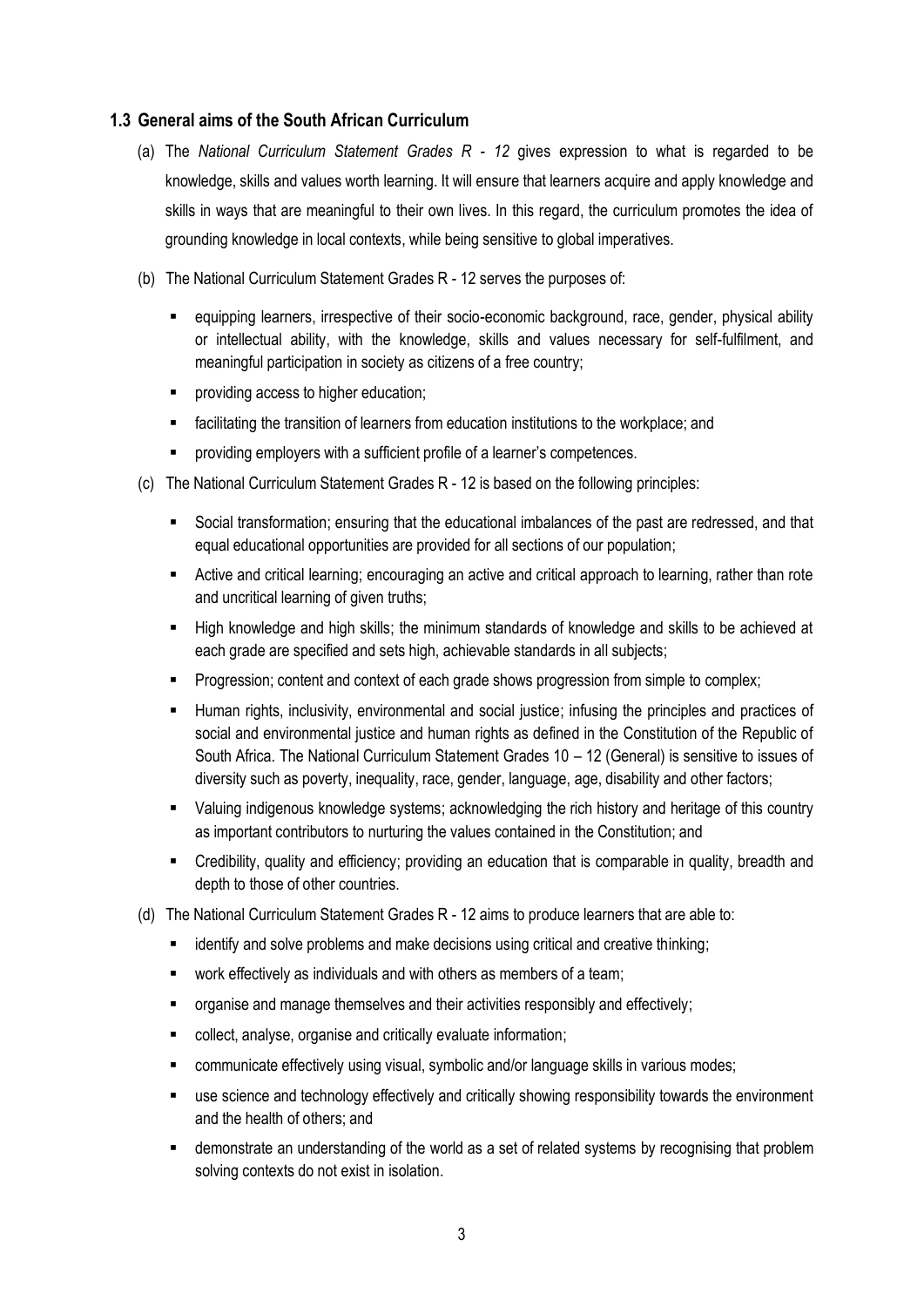### 1.3 General aims of the South African Curriculum

(a) The *National Curriculum Statement Grades R - 12* gives expression to what is regarded to be knowledge, skills and values worth learning. It will ensure that learners acquire and apply knowledge and skills in ways that are meaningful to their own lives. In this regard, the curriculum promotes the idea of grounding knowledge in local contexts, while being sensitive to global imperatives.

(b) The National Curriculum Statement Grades R - 12 serves the purposes of:

- equipping learners, irrespective of their socio-economic background, race, gender, physical ability or intellectual ability, with the knowledge, skills and values necessary for self-fulfilment, and meaningful participation in society as citizens of a free country;
- providing access to higher education;
- facilitating the transition of learners from education institutions to the workplace; and
- providing employers with a sufficient profile of a learner's competences.

(c) The National Curriculum Statement Grades R - 12 is based on the following principles:

- Social transformation; ensuring that the educational imbalances of the past are redressed, and that equal educational opportunities are provided for all sections of our population;
- Active and critical learning; encouraging an active and critical approach to learning, rather than rote and uncritical learning of given truths;
- High knowledge and high skills; the minimum standards of knowledge and skills to be achieved at each grade are specified and sets high, achievable standards in all subjects;
- Progression; content and context of each grade shows progression from simple to complex;
- Human rights, inclusivity, environmental and social justice; infusing the principles and practices of social and environmental justice and human rights as defined in the Constitution of the Republic of South Africa. The National Curriculum Statement Grades 10 – 12 (General) is sensitive to issues of diversity such as poverty, inequality, race, gender, language, age, disability and other factors;
- Valuing indigenous knowledge systems; acknowledging the rich history and heritage of this country as important contributors to nurturing the values contained in the Constitution; and
- Credibility, quality and efficiency; providing an education that is comparable in quality, breadth and depth to those of other countries.

(d) The National Curriculum Statement Grades R - 12 aims to produce learners that are able to:

- identify and solve problems and make decisions using critical and creative thinking;
- work effectively as individuals and with others as members of a team;
- organise and manage themselves and their activities responsibly and effectively;
- collect, analyse, organise and critically evaluate information;
- communicate effectively using visual, symbolic and/or language skills in various modes;
- use science and technology effectively and critically showing responsibility towards the environment and the health of others; and
- demonstrate an understanding of the world as a set of related systems by recognising that problem solving contexts do not exist in isolation.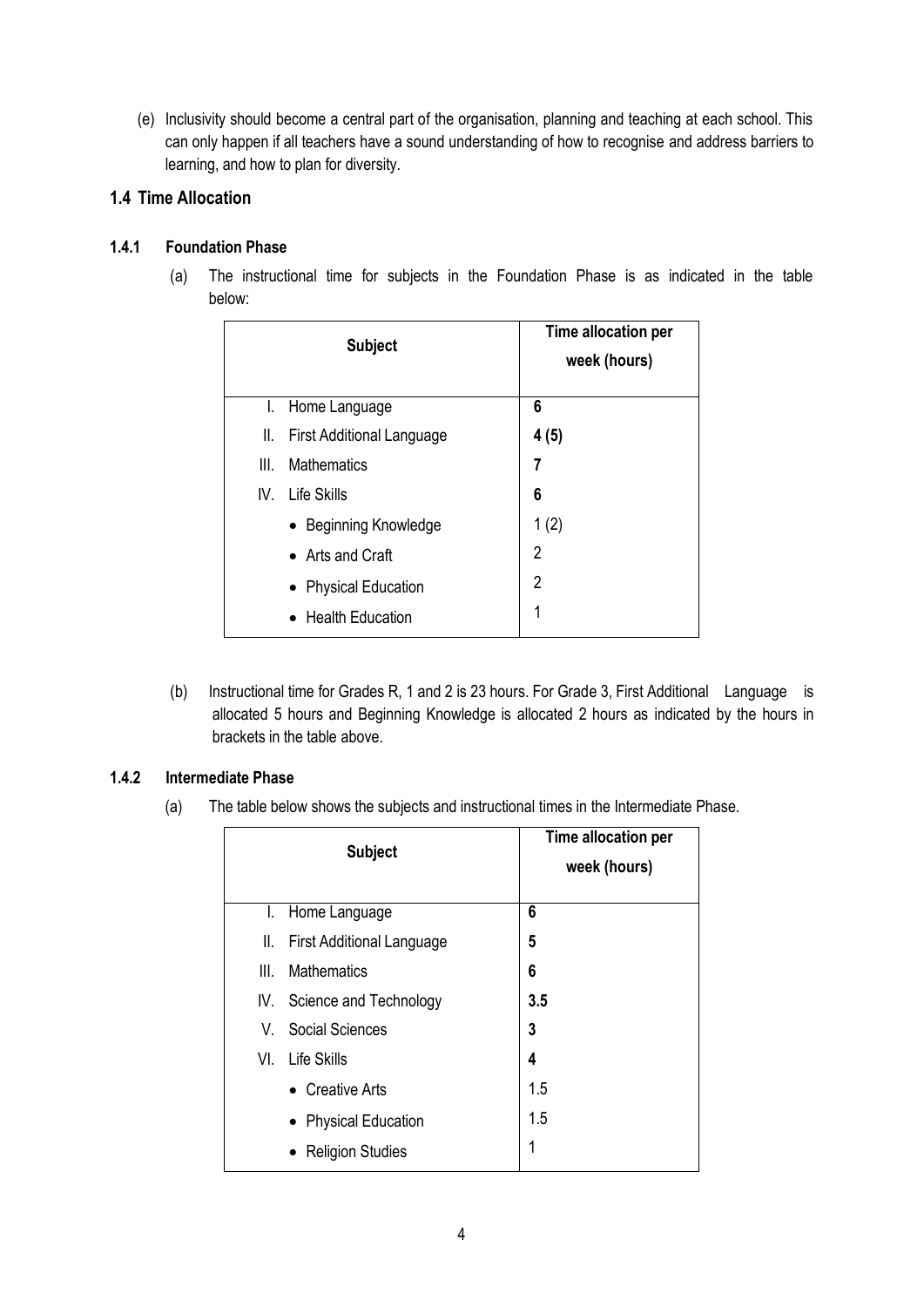(e) Inclusivity should become a central part of the organisation, planning and teaching at each school. This can only happen if all teachers have a sound understanding of how to recognise and address barriers to learning, and how to plan for diversity.

## 1.4 Time Allocation

### 1.4.1 Foundation Phase

(a) The instructional time for subjects in the Foundation Phase is as indicated in the table below:

| Subject | Time allocation per week (hours) |
|---|---|
| I. Home Language | **6** |
| II. First Additional Language | **4 (5)** |
| III. Mathematics | **7** |
| IV. Life Skills | **6** |
| • Beginning Knowledge | 1 (2) |
| • Arts and Craft | 2 |
| • Physical Education | 2 |
| • Health Education | 1 |

(b) Instructional time for Grades R, 1 and 2 is 23 hours. For Grade 3, First Additional Language is allocated 5 hours and Beginning Knowledge is allocated 2 hours as indicated by the hours in brackets in the table above.

### 1.4.2 Intermediate Phase

(a) The table below shows the subjects and instructional times in the Intermediate Phase.

| Subject | Time allocation per week (hours) |
|---|---|
| I. Home Language | **6** |
| II. First Additional Language | **5** |
| III. Mathematics | **6** |
| IV. Science and Technology | **3.5** |
| V. Social Sciences | **3** |
| VI. Life Skills | **4** |
| • Creative Arts | 1.5 |
| • Physical Education | 1.5 |
| • Religion Studies | 1 |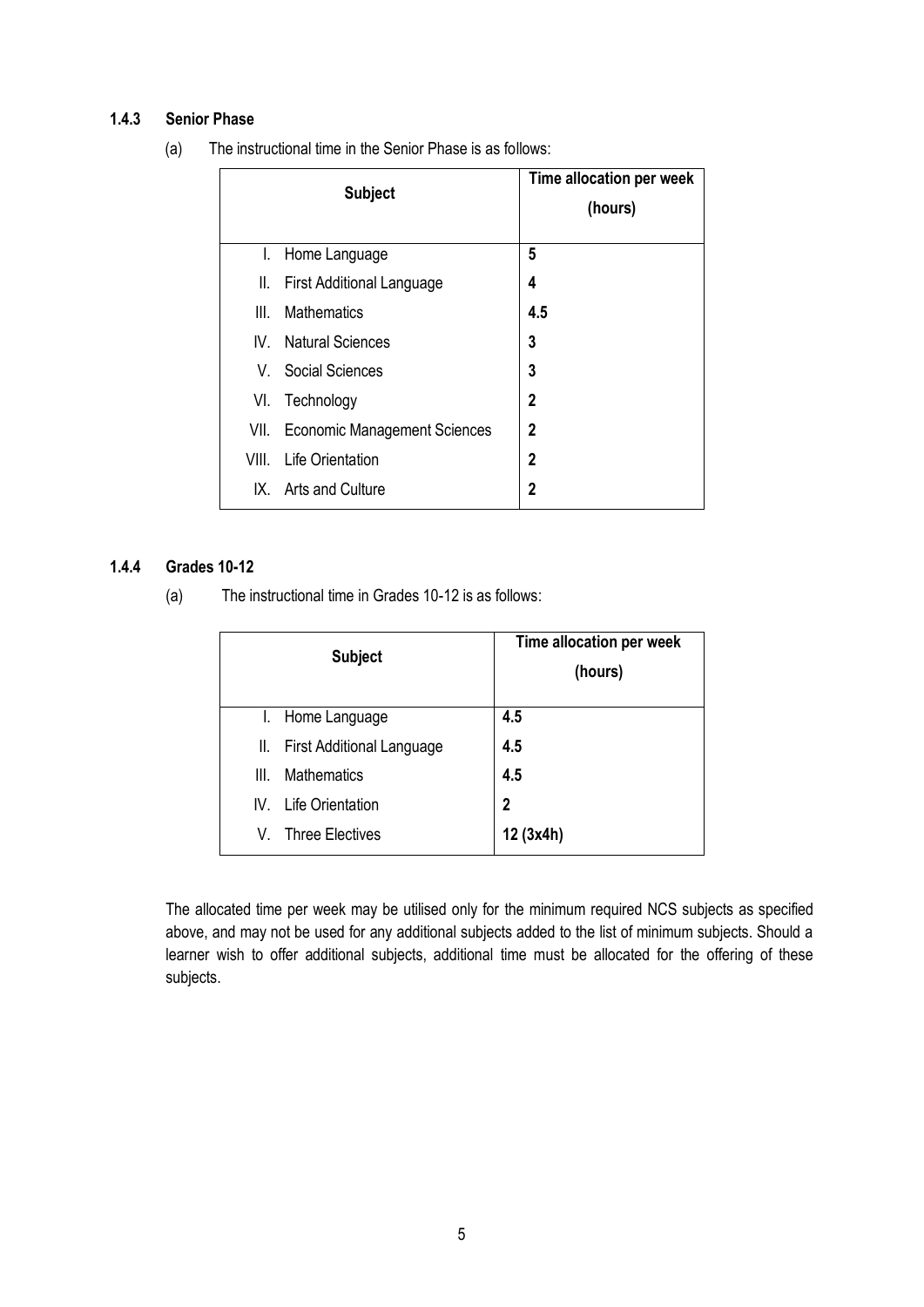### 1.4.3 Senior Phase

(a) The instructional time in the Senior Phase is as follows:

| Subject | Time allocation per week (hours) |
|---|---|
| I. Home Language | **5** |
| II. First Additional Language | **4** |
| III. Mathematics | **4.5** |
| IV. Natural Sciences | **3** |
| V. Social Sciences | **3** |
| VI. Technology | **2** |
| VII. Economic Management Sciences | **2** |
| VIII. Life Orientation | **2** |
| IX. Arts and Culture | **2** |

### 1.4.4 Grades 10-12

(a) The instructional time in Grades 10-12 is as follows:

| Subject | Time allocation per week (hours) |
|---|---|
| I. Home Language | **4.5** |
| II. First Additional Language | **4.5** |
| III. Mathematics | **4.5** |
| IV. Life Orientation | **2** |
| V. Three Electives | **12 (3x4h)** |

The allocated time per week may be utilised only for the minimum required NCS subjects as specified above, and may not be used for any additional subjects added to the list of minimum subjects. Should a learner wish to offer additional subjects, additional time must be allocated for the offering of these subjects.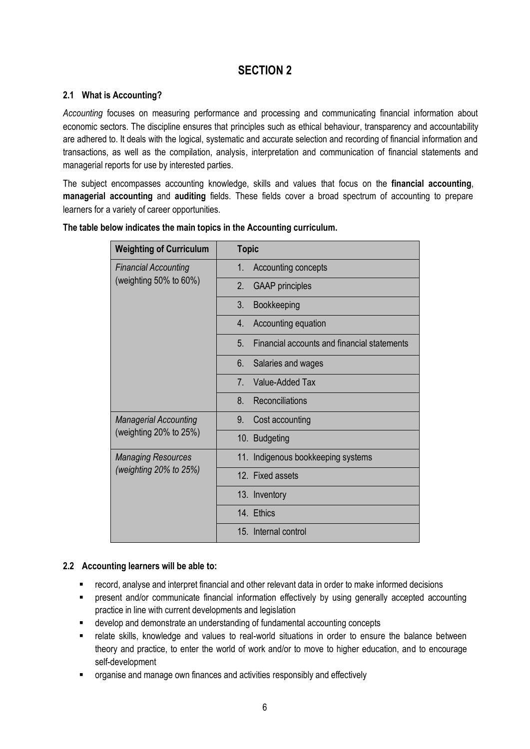# SECTION 2

## 2.1 What is Accounting?

*Accounting* focuses on measuring performance and processing and communicating financial information about economic sectors. The discipline ensures that principles such as ethical behaviour, transparency and accountability are adhered to. It deals with the logical, systematic and accurate selection and recording of financial information and transactions, as well as the compilation, analysis, interpretation and communication of financial statements and managerial reports for use by interested parties.

The subject encompasses accounting knowledge, skills and values that focus on the **financial accounting**, **managerial accounting** and **auditing** fields. These fields cover a broad spectrum of accounting to prepare learners for a variety of career opportunities.

**The table below indicates the main topics in the Accounting curriculum.**

| Weighting of Curriculum | Topic |
|---|---|
| *Financial Accounting* (weighting 50% to 60%) | 1. Accounting concepts |
| | 2. GAAP principles |
| | 3. Bookkeeping |
| | 4. Accounting equation |
| | 5. Financial accounts and financial statements |
| | 6. Salaries and wages |
| | 7. Value-Added Tax |
| | 8. Reconciliations |
| *Managerial Accounting* (weighting 20% to 25%) | 9. Cost accounting |
| | 10. Budgeting |
| *Managing Resources (weighting 20% to 25%)* | 11. Indigenous bookkeeping systems |
| | 12. Fixed assets |
| | 13. Inventory |
| | 14. Ethics |
| | 15. Internal control |

## 2.2 Accounting learners will be able to:

- record, analyse and interpret financial and other relevant data in order to make informed decisions
- present and/or communicate financial information effectively by using generally accepted accounting practice in line with current developments and legislation
- develop and demonstrate an understanding of fundamental accounting concepts
- relate skills, knowledge and values to real-world situations in order to ensure the balance between theory and practice, to enter the world of work and/or to move to higher education, and to encourage self-development
- organise and manage own finances and activities responsibly and effectively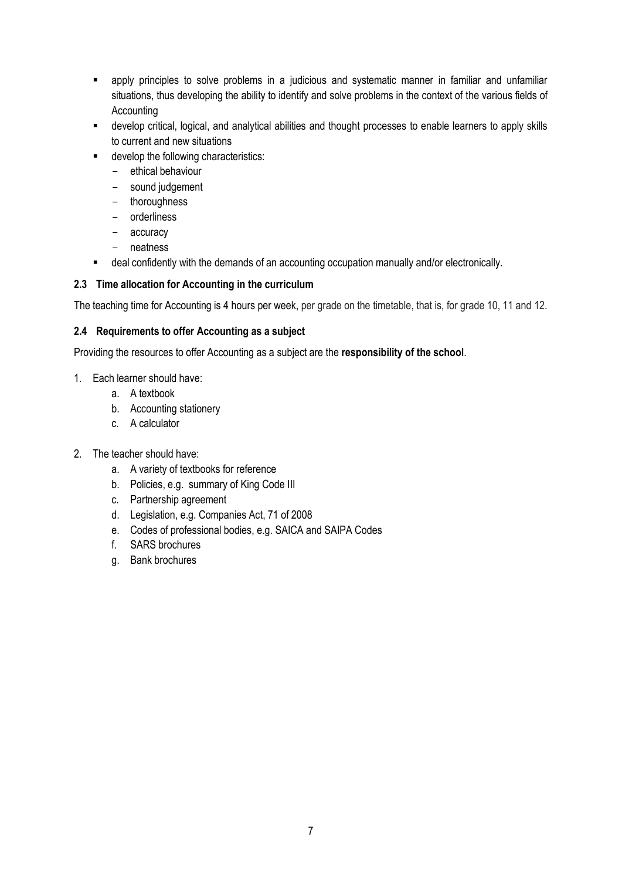- apply principles to solve problems in a judicious and systematic manner in familiar and unfamiliar situations, thus developing the ability to identify and solve problems in the context of the various fields of Accounting
- develop critical, logical, and analytical abilities and thought processes to enable learners to apply skills to current and new situations
- develop the following characteristics:
  - ethical behaviour
  - sound judgement
  - thoroughness
  - orderliness
  - accuracy
  - neatness
- deal confidently with the demands of an accounting occupation manually and/or electronically.

### 2.3 Time allocation for Accounting in the curriculum

The teaching time for Accounting is 4 hours per week, per grade on the timetable, that is, for grade 10, 11 and 12.

### 2.4 Requirements to offer Accounting as a subject

Providing the resources to offer Accounting as a subject are the **responsibility of the school**.

1. Each learner should have:
   a. A textbook
   b. Accounting stationery
   c. A calculator

2. The teacher should have:
   a. A variety of textbooks for reference
   b. Policies, e.g. summary of King Code III
   c. Partnership agreement
   d. Legislation, e.g. Companies Act, 71 of 2008
   e. Codes of professional bodies, e.g. SAICA and SAIPA Codes
   f. SARS brochures
   g. Bank brochures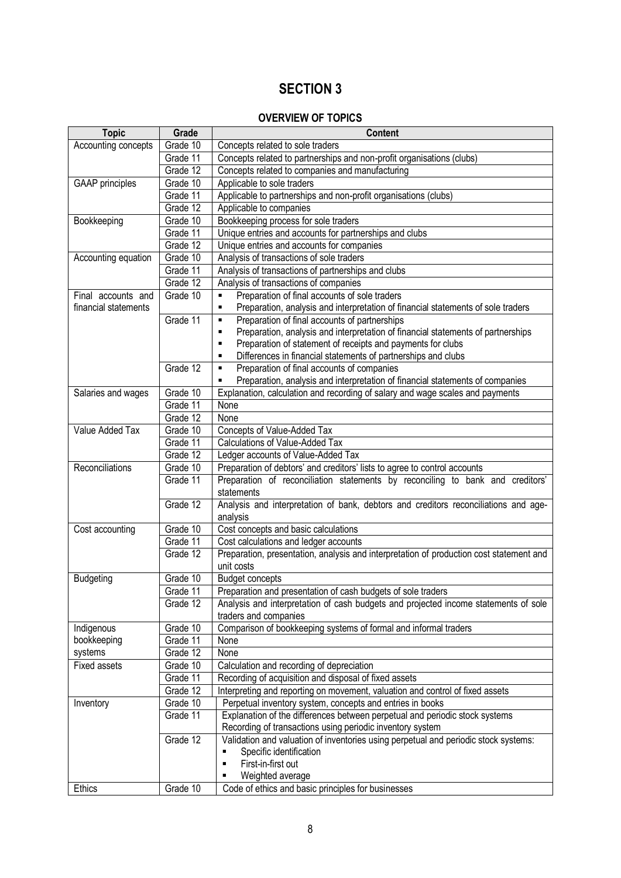# SECTION 3

## OVERVIEW OF TOPICS

| Topic | Grade | Content |
|---|---|---|
| Accounting concepts | Grade 10 | Concepts related to sole traders |
| | Grade 11 | Concepts related to partnerships and non-profit organisations (clubs) |
| | Grade 12 | Concepts related to companies and manufacturing |
| GAAP principles | Grade 10 | Applicable to sole traders |
| | Grade 11 | Applicable to partnerships and non-profit organisations (clubs) |
| | Grade 12 | Applicable to companies |
| Bookkeeping | Grade 10 | Bookkeeping process for sole traders |
| | Grade 11 | Unique entries and accounts for partnerships and clubs |
| | Grade 12 | Unique entries and accounts for companies |
| Accounting equation | Grade 10 | Analysis of transactions of sole traders |
| | Grade 11 | Analysis of transactions of partnerships and clubs |
| | Grade 12 | Analysis of transactions of companies |
| Final accounts and financial statements | Grade 10 | ▪ Preparation of final accounts of sole traders<br>▪ Preparation, analysis and interpretation of financial statements of sole traders |
| | Grade 11 | ▪ Preparation of final accounts of partnerships<br>▪ Preparation, analysis and interpretation of financial statements of partnerships<br>▪ Preparation of statement of receipts and payments for clubs<br>▪ Differences in financial statements of partnerships and clubs |
| | Grade 12 | ▪ Preparation of final accounts of companies<br>▪ Preparation, analysis and interpretation of financial statements of companies |
| Salaries and wages | Grade 10 | Explanation, calculation and recording of salary and wage scales and payments |
| | Grade 11 | None |
| | Grade 12 | None |
| Value Added Tax | Grade 10 | Concepts of Value-Added Tax |
| | Grade 11 | Calculations of Value-Added Tax |
| | Grade 12 | Ledger accounts of Value-Added Tax |
| Reconciliations | Grade 10 | Preparation of debtors' and creditors' lists to agree to control accounts |
| | Grade 11 | Preparation of reconciliation statements by reconciling to bank and creditors' statements |
| | Grade 12 | Analysis and interpretation of bank, debtors and creditors reconciliations and age-analysis |
| Cost accounting | Grade 10 | Cost concepts and basic calculations |
| | Grade 11 | Cost calculations and ledger accounts |
| | Grade 12 | Preparation, presentation, analysis and interpretation of production cost statement and unit costs |
| Budgeting | Grade 10 | Budget concepts |
| | Grade 11 | Preparation and presentation of cash budgets of sole traders |
| | Grade 12 | Analysis and interpretation of cash budgets and projected income statements of sole traders and companies |
| Indigenous bookkeeping systems | Grade 10 | Comparison of bookkeeping systems of formal and informal traders |
| | Grade 11 | None |
| | Grade 12 | None |
| Fixed assets | Grade 10 | Calculation and recording of depreciation |
| | Grade 11 | Recording of acquisition and disposal of fixed assets |
| | Grade 12 | Interpreting and reporting on movement, valuation and control of fixed assets |
| Inventory | Grade 10 | Perpetual inventory system, concepts and entries in books |
| | Grade 11 | Explanation of the differences between perpetual and periodic stock systems<br>Recording of transactions using periodic inventory system |
| | Grade 12 | Validation and valuation of inventories using perpetual and periodic stock systems:<br>▪ Specific identification<br>▪ First-in-first out<br>▪ Weighted average |
| Ethics | Grade 10 | Code of ethics and basic principles for businesses |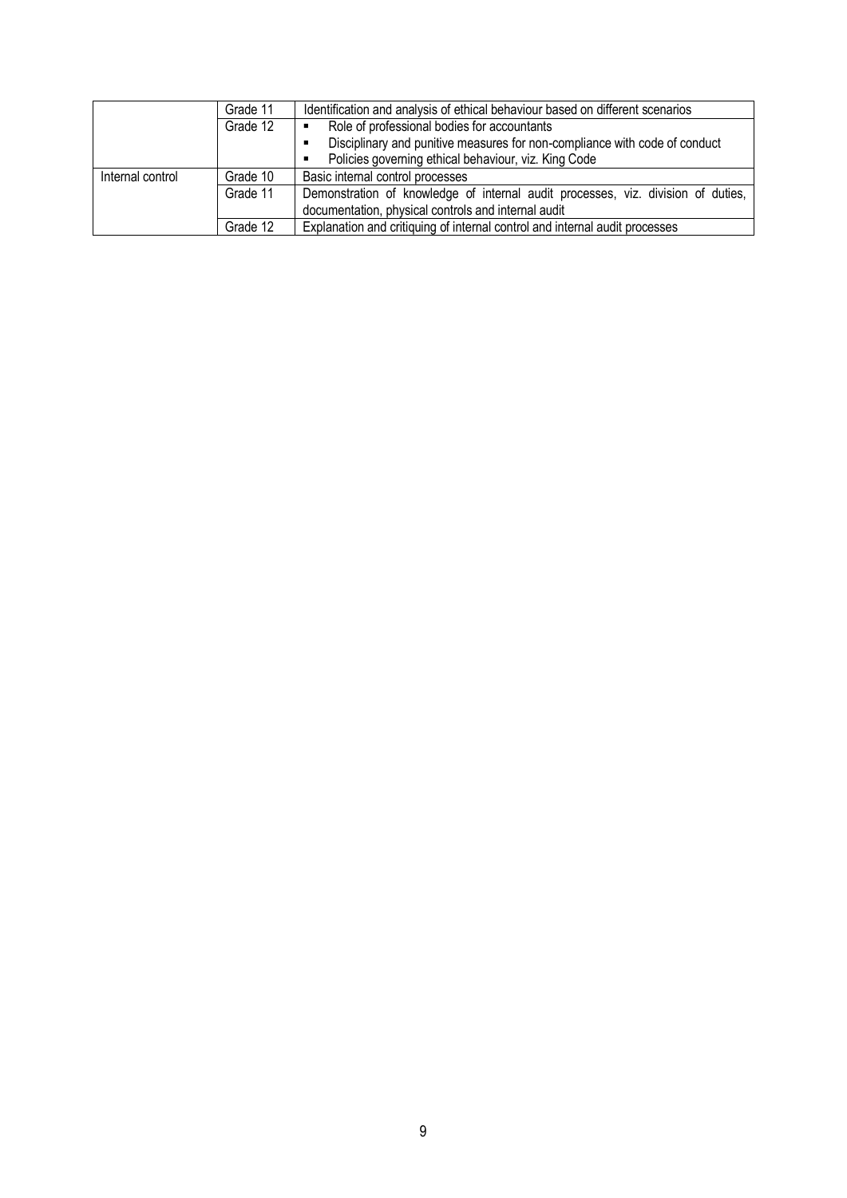| | | |
|---|---|---|
| | Grade 11 | Identification and analysis of ethical behaviour based on different scenarios |
| | Grade 12 | ▪ Role of professional bodies for accountants<br>▪ Disciplinary and punitive measures for non-compliance with code of conduct<br>▪ Policies governing ethical behaviour, viz. King Code |
| Internal control | Grade 10 | Basic internal control processes |
| | Grade 11 | Demonstration of knowledge of internal audit processes, viz. division of duties, documentation, physical controls and internal audit |
| | Grade 12 | Explanation and critiquing of internal control and internal audit processes |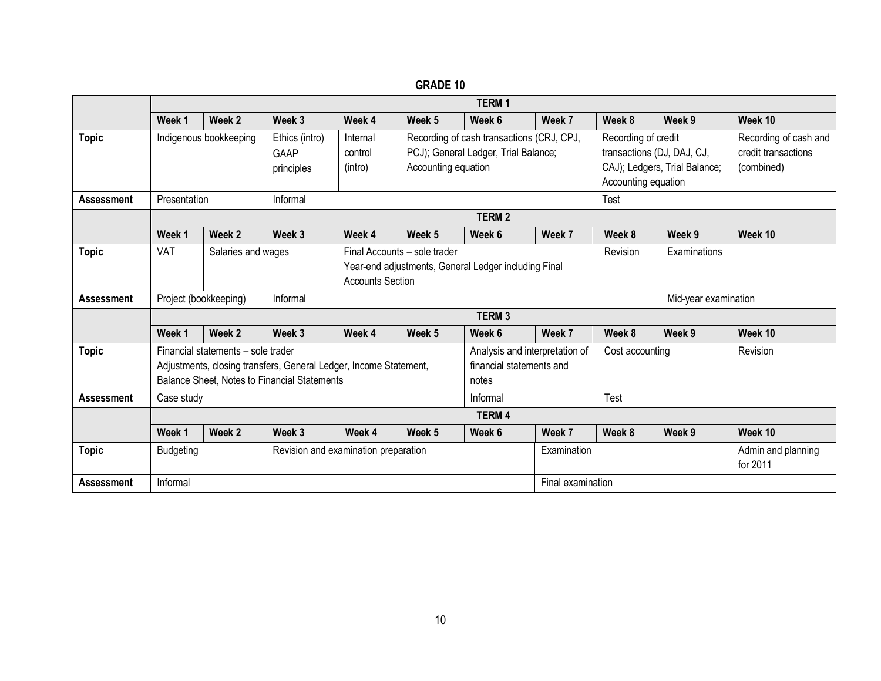**GRADE 10**

| | Week 1 | Week 2 | Week 3 | Week 4 | Week 5 | Week 6 | Week 7 | Week 8 | Week 9 | Week 10 |
|---|---|---|---|---|---|---|---|---|---|---|
| | **TERM 1** | | | | | | | | | |
| **Topic** | Indigenous bookkeeping | | Ethics (intro) GAAP principles | Internal control (intro) | Recording of cash transactions (CRJ, CPJ, PCJ); General Ledger, Trial Balance; Accounting equation | | | Recording of credit transactions (DJ, DAJ, CJ, CAJ); Ledgers, Trial Balance; Accounting equation | | Recording of cash and credit transactions (combined) |
| **Assessment** | Presentation | | Informal | | | | | Test | | |
| | **TERM 2** | | | | | | | | | |
| | **Week 1** | **Week 2** | **Week 3** | **Week 4** | **Week 5** | **Week 6** | **Week 7** | **Week 8** | **Week 9** | **Week 10** |
| **Topic** | VAT | Salaries and wages | | Final Accounts – sole trader Year-end adjustments, General Ledger including Final Accounts Section | | | | Revision | Examinations | |
| **Assessment** | Project (bookkeeping) | | Informal | | | | | | Mid-year examination | |
| | **TERM 3** | | | | | | | | | |
| | **Week 1** | **Week 2** | **Week 3** | **Week 4** | **Week 5** | **Week 6** | **Week 7** | **Week 8** | **Week 9** | **Week 10** |
| **Topic** | Financial statements – sole trader Adjustments, closing transfers, General Ledger, Income Statement, Balance Sheet, Notes to Financial Statements | | | | | Analysis and interpretation of financial statements and notes | | Cost accounting | | Revision |
| **Assessment** | Case study | | | | | Informal | | Test | | |
| | **TERM 4** | | | | | | | | | |
| | **Week 1** | **Week 2** | **Week 3** | **Week 4** | **Week 5** | **Week 6** | **Week 7** | **Week 8** | **Week 9** | **Week 10** |
| **Topic** | Budgeting | | Revision and examination preparation | | | | Examination | | | Admin and planning for 2011 |
| **Assessment** | Informal | | | | | | Final examination | | | |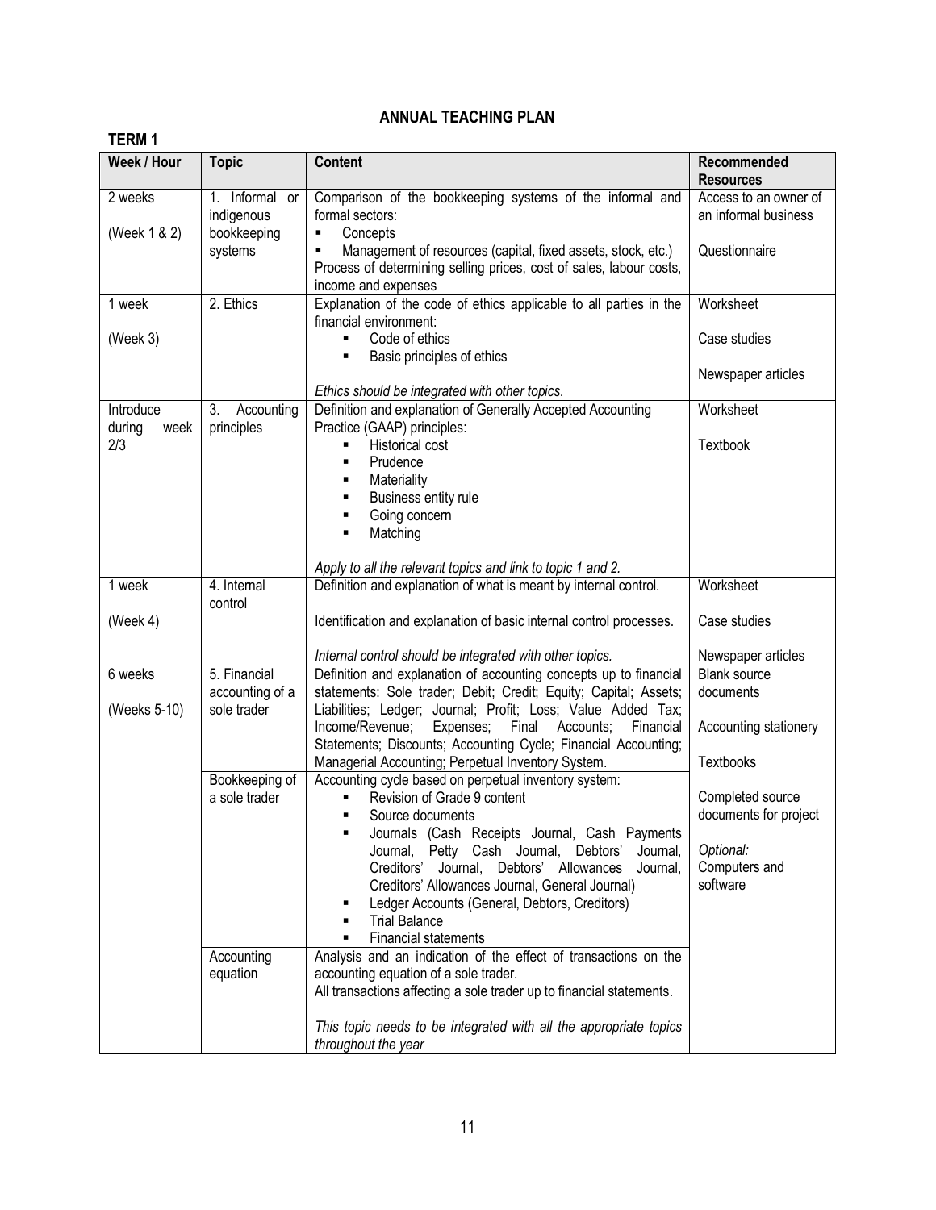# ANNUAL TEACHING PLAN

## TERM 1

| Week / Hour | Topic | Content | Recommended Resources |
|---|---|---|---|
| 2 weeks<br><br>(Week 1 & 2) | 1. Informal or indigenous bookkeeping systems | Comparison of the bookkeeping systems of the informal and formal sectors:<br>▪ Concepts<br>▪ Management of resources (capital, fixed assets, stock, etc.)<br>Process of determining selling prices, cost of sales, labour costs, income and expenses | Access to an owner of an informal business<br><br>Questionnaire |
| 1 week<br><br>(Week 3) | 2. Ethics | Explanation of the code of ethics applicable to all parties in the financial environment:<br>▪ Code of ethics<br>▪ Basic principles of ethics<br><br>*Ethics should be integrated with other topics.* | Worksheet<br><br>Case studies<br><br>Newspaper articles |
| Introduce during week 2/3 | 3. Accounting principles | Definition and explanation of Generally Accepted Accounting Practice (GAAP) principles:<br>▪ Historical cost<br>▪ Prudence<br>▪ Materiality<br>▪ Business entity rule<br>▪ Going concern<br>▪ Matching<br><br>*Apply to all the relevant topics and link to topic 1 and 2.* | Worksheet<br><br>Textbook |
| 1 week<br><br>(Week 4) | 4. Internal control | Definition and explanation of what is meant by internal control.<br><br>Identification and explanation of basic internal control processes.<br><br>*Internal control should be integrated with other topics.* | Worksheet<br><br>Case studies<br><br>Newspaper articles |
| 6 weeks<br><br>(Weeks 5-10) | 5. Financial accounting of a sole trader | Definition and explanation of accounting concepts up to financial statements: Sole trader; Debit; Credit; Equity; Capital; Assets; Liabilities; Ledger; Journal; Profit; Loss; Value Added Tax; Income/Revenue; Expenses; Final Accounts; Financial Statements; Discounts; Accounting Cycle; Financial Accounting; Managerial Accounting; Perpetual Inventory System. | Blank source documents<br><br>Accounting stationery<br><br>Textbooks<br><br>Completed source documents for project<br><br>*Optional:*<br>Computers and software |
| | Bookkeeping of a sole trader | Accounting cycle based on perpetual inventory system:<br>▪ Revision of Grade 9 content<br>▪ Source documents<br>▪ Journals (Cash Receipts Journal, Cash Payments Journal, Petty Cash Journal, Debtors' Journal, Creditors' Journal, Debtors' Allowances Journal, Creditors' Allowances Journal, General Journal)<br>▪ Ledger Accounts (General, Debtors, Creditors)<br>▪ Trial Balance<br>▪ Financial statements | |
| | Accounting equation | Analysis and an indication of the effect of transactions on the accounting equation of a sole trader.<br>All transactions affecting a sole trader up to financial statements.<br><br>*This topic needs to be integrated with all the appropriate topics throughout the year* | |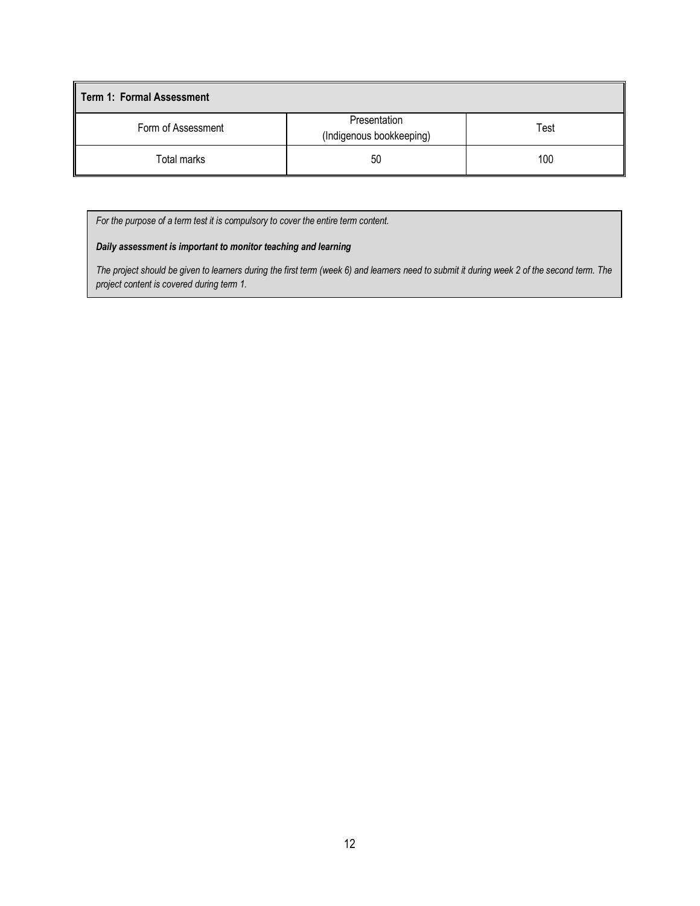| **Term 1: Formal Assessment** | | |
|---|---|---|
| Form of Assessment | Presentation (Indigenous bookkeeping) | Test |
| Total marks | 50 | 100 |

*For the purpose of a term test it is compulsory to cover the entire term content.*

***Daily assessment is important to monitor teaching and learning***

*The project should be given to learners during the first term (week 6) and learners need to submit it during week 2 of the second term. The project content is covered during term 1.*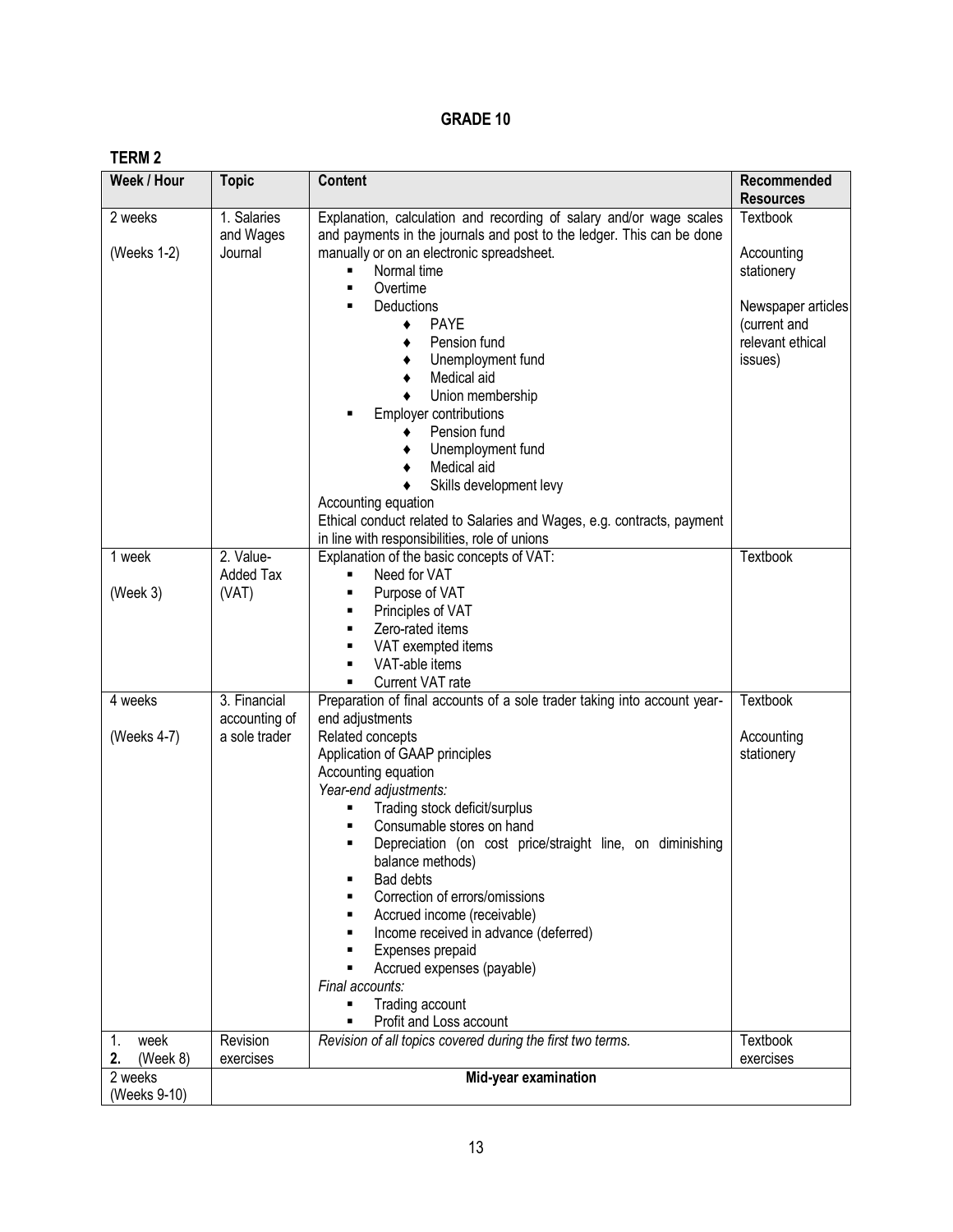## GRADE 10

### TERM 2

| Week / Hour | Topic | Content | Recommended Resources |
|---|---|---|---|
| 2 weeks<br><br>(Weeks 1-2) | 1. Salaries and Wages Journal | Explanation, calculation and recording of salary and/or wage scales and payments in the journals and post to the ledger. This can be done manually or on an electronic spreadsheet.<br>▪ Normal time<br>▪ Overtime<br>▪ Deductions<br>♦ PAYE<br>♦ Pension fund<br>♦ Unemployment fund<br>♦ Medical aid<br>♦ Union membership<br>▪ Employer contributions<br>♦ Pension fund<br>♦ Unemployment fund<br>♦ Medical aid<br>♦ Skills development levy<br>Accounting equation<br>Ethical conduct related to Salaries and Wages, e.g. contracts, payment in line with responsibilities, role of unions | Textbook<br><br>Accounting stationery<br><br>Newspaper articles (current and relevant ethical issues) |
| 1 week<br><br>(Week 3) | 2. Value-Added Tax (VAT) | Explanation of the basic concepts of VAT:<br>▪ Need for VAT<br>▪ Purpose of VAT<br>▪ Principles of VAT<br>▪ Zero-rated items<br>▪ VAT exempted items<br>▪ VAT-able items<br>▪ Current VAT rate | Textbook |
| 4 weeks<br><br>(Weeks 4-7) | 3. Financial accounting of a sole trader | Preparation of final accounts of a sole trader taking into account year-end adjustments<br>Related concepts<br>Application of GAAP principles<br>Accounting equation<br>*Year-end adjustments:*<br>▪ Trading stock deficit/surplus<br>▪ Consumable stores on hand<br>▪ Depreciation (on cost price/straight line, on diminishing balance methods)<br>▪ Bad debts<br>▪ Correction of errors/omissions<br>▪ Accrued income (receivable)<br>▪ Income received in advance (deferred)<br>▪ Expenses prepaid<br>▪ Accrued expenses (payable)<br>*Final accounts:*<br>▪ Trading account<br>▪ Profit and Loss account | Textbook<br><br>Accounting stationery |
| 1. week<br>**2.** (Week 8) | Revision exercises | *Revision of all topics covered during the first two terms.* | Textbook exercises |
| 2 weeks<br>(Weeks 9-10) | **Mid-year examination** | | |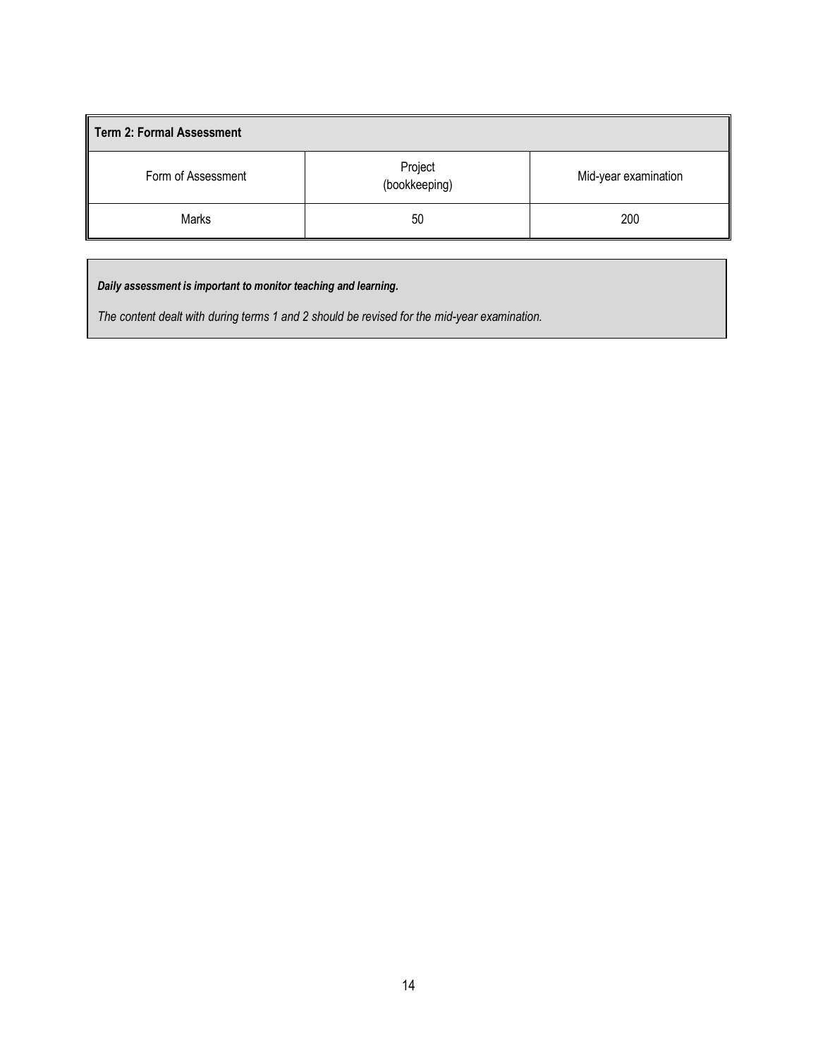| Term 2: Formal Assessment | | |
|---|---|---|
| Form of Assessment | Project (bookkeeping) | Mid-year examination |
| Marks | 50 | 200 |

***Daily assessment is important to monitor teaching and learning.***

*The content dealt with during terms 1 and 2 should be revised for the mid-year examination.*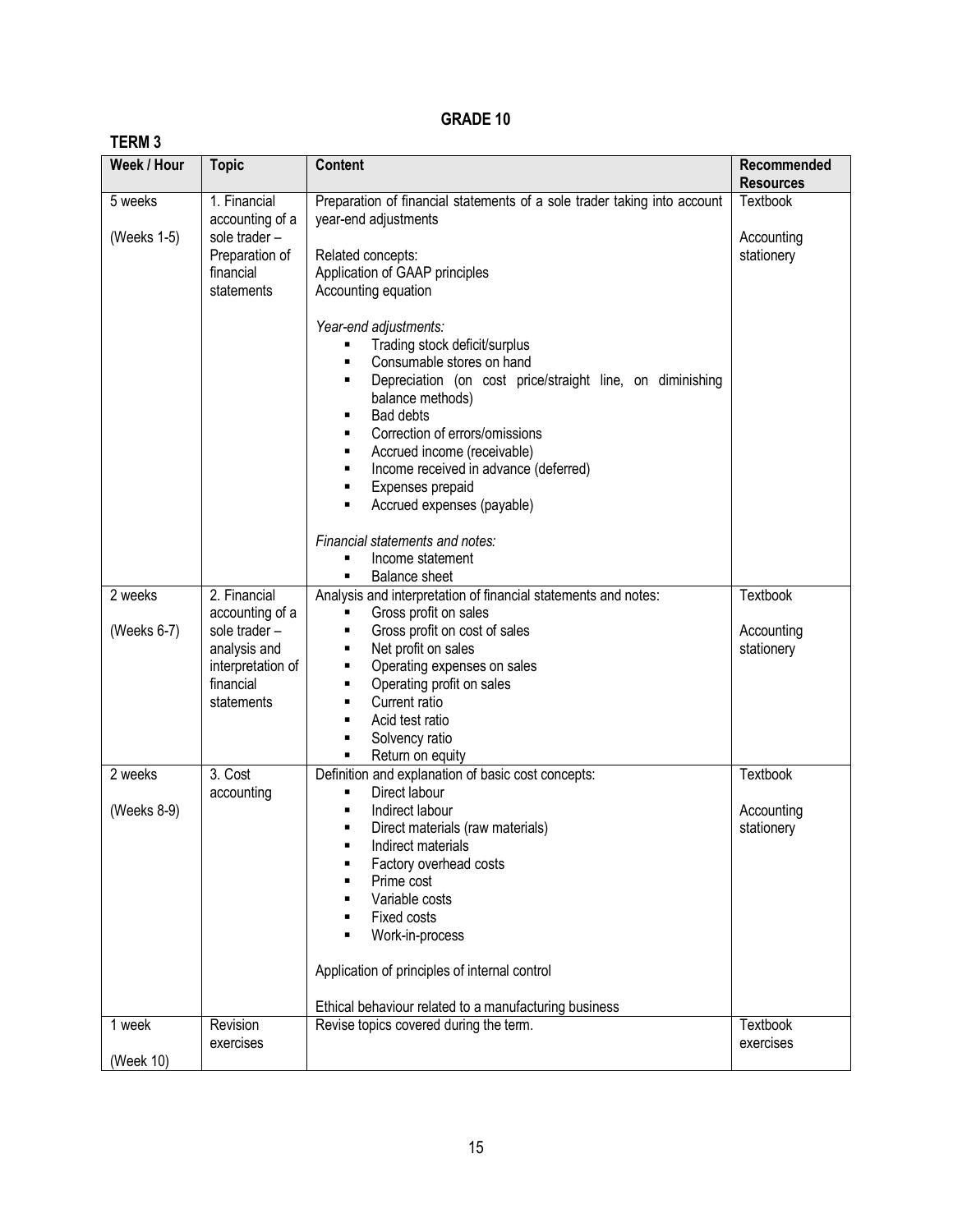# GRADE 10

## TERM 3

| Week / Hour | Topic | Content | Recommended Resources |
|---|---|---|---|
| 5 weeks<br><br>(Weeks 1-5) | 1. Financial accounting of a sole trader – Preparation of financial statements | Preparation of financial statements of a sole trader taking into account year-end adjustments<br><br>Related concepts:<br>Application of GAAP principles<br>Accounting equation<br><br>*Year-end adjustments:*<br>▪ Trading stock deficit/surplus<br>▪ Consumable stores on hand<br>▪ Depreciation (on cost price/straight line, on diminishing balance methods)<br>▪ Bad debts<br>▪ Correction of errors/omissions<br>▪ Accrued income (receivable)<br>▪ Income received in advance (deferred)<br>▪ Expenses prepaid<br>▪ Accrued expenses (payable)<br><br>*Financial statements and notes:*<br>▪ Income statement<br>▪ Balance sheet | Textbook<br><br>Accounting stationery |
| 2 weeks<br><br>(Weeks 6-7) | 2. Financial accounting of a sole trader – analysis and interpretation of financial statements | Analysis and interpretation of financial statements and notes:<br>▪ Gross profit on sales<br>▪ Gross profit on cost of sales<br>▪ Net profit on sales<br>▪ Operating expenses on sales<br>▪ Operating profit on sales<br>▪ Current ratio<br>▪ Acid test ratio<br>▪ Solvency ratio<br>▪ Return on equity | Textbook<br><br>Accounting stationery |
| 2 weeks<br><br>(Weeks 8-9) | 3. Cost accounting | Definition and explanation of basic cost concepts:<br>▪ Direct labour<br>▪ Indirect labour<br>▪ Direct materials (raw materials)<br>▪ Indirect materials<br>▪ Factory overhead costs<br>▪ Prime cost<br>▪ Variable costs<br>▪ Fixed costs<br>▪ Work-in-process<br><br>Application of principles of internal control<br><br>Ethical behaviour related to a manufacturing business | Textbook<br><br>Accounting stationery |
| 1 week<br><br>(Week 10) | Revision exercises | Revise topics covered during the term. | Textbook exercises |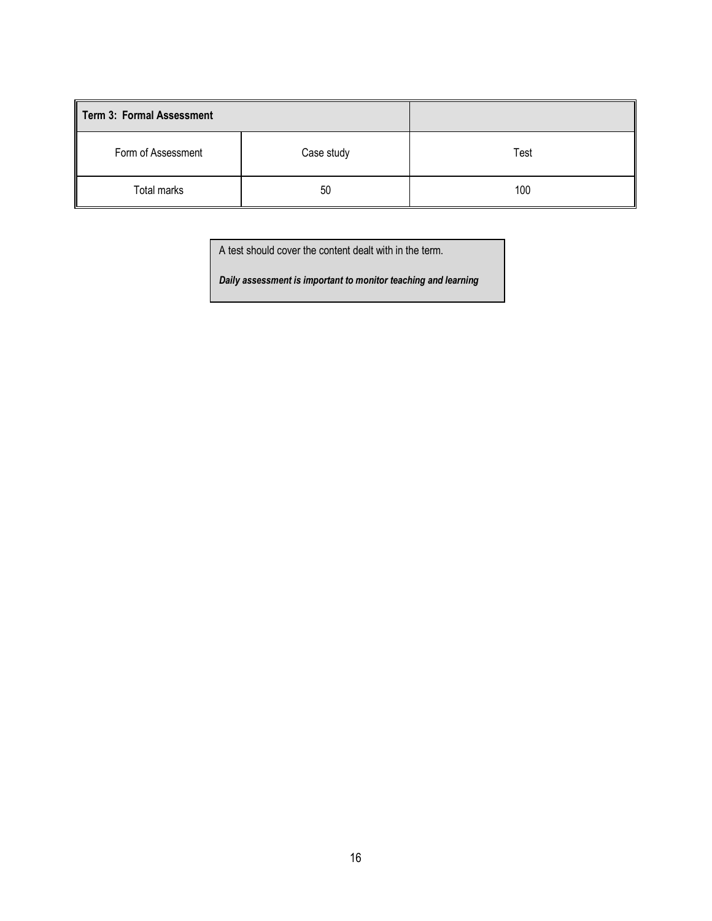| **Term 3: Formal Assessment** | | |
|---|---|---|
| Form of Assessment | Case study | Test |
| Total marks | 50 | 100 |

A test should cover the content dealt with in the term.

***Daily assessment is important to monitor teaching and learning***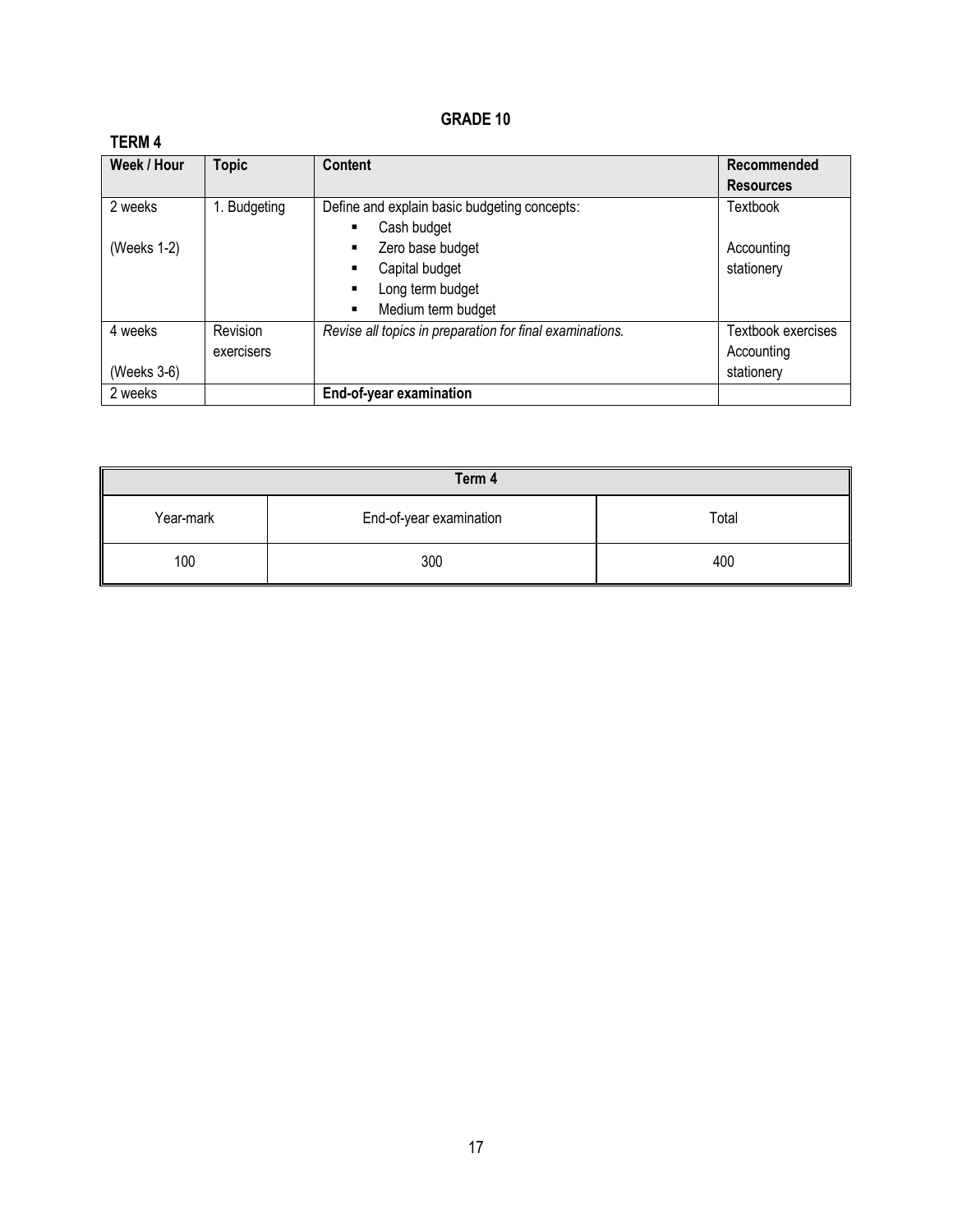# GRADE 10

## TERM 4

| Week / Hour | Topic | Content | Recommended Resources |
|---|---|---|---|
| 2 weeks<br><br>(Weeks 1-2) | 1. Budgeting | Define and explain basic budgeting concepts:<br>▪ Cash budget<br>▪ Zero base budget<br>▪ Capital budget<br>▪ Long term budget<br>▪ Medium term budget | Textbook<br><br>Accounting stationery |
| 4 weeks<br><br>(Weeks 3-6) | Revision exercisers | *Revise all topics in preparation for final examinations.* | Textbook exercises<br>Accounting stationery |
| 2 weeks | | **End-of-year examination** | |

| Term 4 | | |
|---|---|---|
| Year-mark | End-of-year examination | Total |
| 100 | 300 | 400 |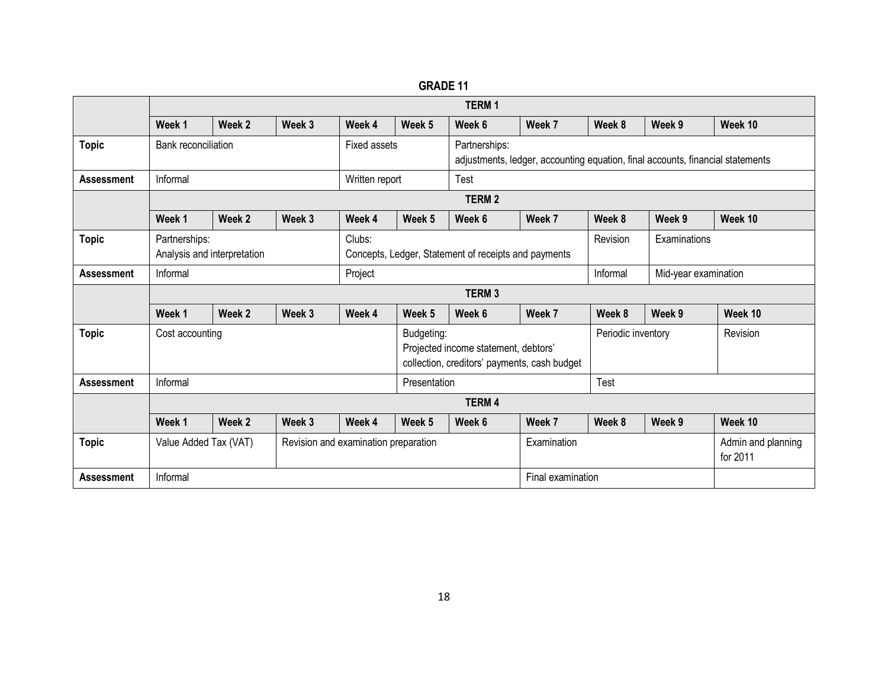**GRADE 11**

| | TERM 1 | | | | | | | | | |
|---|---|---|---|---|---|---|---|---|---|---|
| | **Week 1** | **Week 2** | **Week 3** | **Week 4** | **Week 5** | **Week 6** | **Week 7** | **Week 8** | **Week 9** | **Week 10** |
| **Topic** | Bank reconciliation | | | Fixed assets | | Partnerships: adjustments, ledger, accounting equation, final accounts, financial statements | | | | |
| **Assessment** | Informal | | | Written report | | Test | | | | |
| | **TERM 2** | | | | | | | | | |
| | **Week 1** | **Week 2** | **Week 3** | **Week 4** | **Week 5** | **Week 6** | **Week 7** | **Week 8** | **Week 9** | **Week 10** |
| **Topic** | Partnerships: Analysis and interpretation | | | Clubs: Concepts, Ledger, Statement of receipts and payments | | | | Revision | Examinations | |
| **Assessment** | Informal | | | Project | | | | Informal | Mid-year examination | |
| | **TERM 3** | | | | | | | | | |
| | **Week 1** | **Week 2** | **Week 3** | **Week 4** | **Week 5** | **Week 6** | **Week 7** | **Week 8** | **Week 9** | **Week 10** |
| **Topic** | Cost accounting | | | | Budgeting: Projected income statement, debtors' collection, creditors' payments, cash budget | | | Periodic inventory | | Revision |
| **Assessment** | Informal | | | | Presentation | | | Test | | |
| | **TERM 4** | | | | | | | | | |
| | **Week 1** | **Week 2** | **Week 3** | **Week 4** | **Week 5** | **Week 6** | **Week 7** | **Week 8** | **Week 9** | **Week 10** |
| **Topic** | Value Added Tax (VAT) | | Revision and examination preparation | | | | Examination | | | Admin and planning for 2011 |
| **Assessment** | Informal | | | | | | Final examination | | | |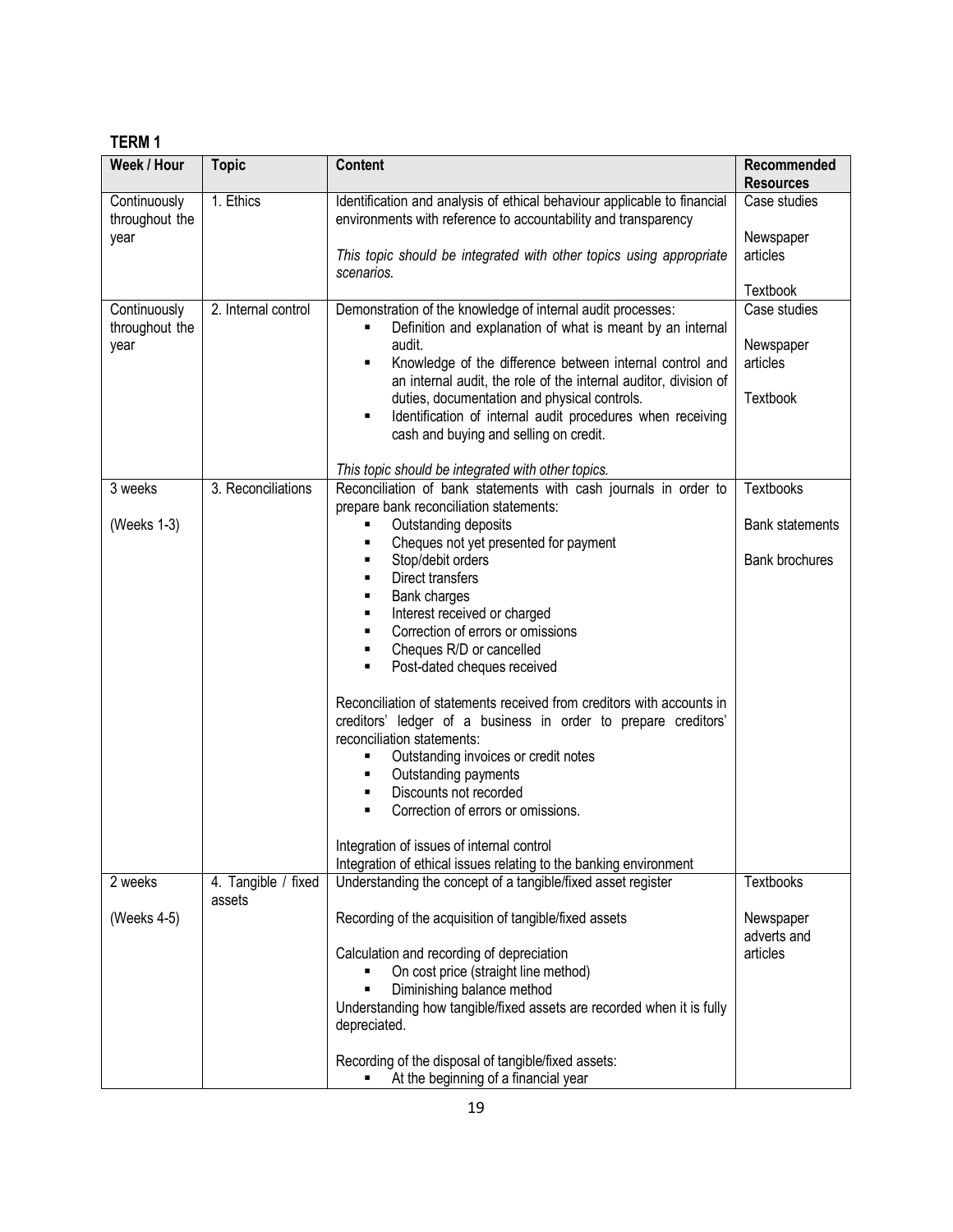**TERM 1**

| Week / Hour | Topic | Content | Recommended Resources |
| --- | --- | --- | --- |
| Continuously throughout the year | 1. Ethics | Identification and analysis of ethical behaviour applicable to financial environments with reference to accountability and transparency<br><br>*This topic should be integrated with other topics using appropriate scenarios.* | Case studies<br><br>Newspaper articles<br><br>Textbook |
| Continuously throughout the year | 2. Internal control | Demonstration of the knowledge of internal audit processes:<br>▪ Definition and explanation of what is meant by an internal audit.<br>▪ Knowledge of the difference between internal control and an internal audit, the role of the internal auditor, division of duties, documentation and physical controls.<br>▪ Identification of internal audit procedures when receiving cash and buying and selling on credit.<br><br>*This topic should be integrated with other topics.* | Case studies<br><br>Newspaper articles<br><br>Textbook |
| 3 weeks<br><br>(Weeks 1-3) | 3. Reconciliations | Reconciliation of bank statements with cash journals in order to prepare bank reconciliation statements:<br>▪ Outstanding deposits<br>▪ Cheques not yet presented for payment<br>▪ Stop/debit orders<br>▪ Direct transfers<br>▪ Bank charges<br>▪ Interest received or charged<br>▪ Correction of errors or omissions<br>▪ Cheques R/D or cancelled<br>▪ Post-dated cheques received<br><br>Reconciliation of statements received from creditors with accounts in creditors' ledger of a business in order to prepare creditors' reconciliation statements:<br>▪ Outstanding invoices or credit notes<br>▪ Outstanding payments<br>▪ Discounts not recorded<br>▪ Correction of errors or omissions.<br><br>Integration of issues of internal control<br>Integration of ethical issues relating to the banking environment | Textbooks<br><br>Bank statements<br><br>Bank brochures |
| 2 weeks<br><br>(Weeks 4-5) | 4. Tangible / fixed assets | Understanding the concept of a tangible/fixed asset register<br><br>Recording of the acquisition of tangible/fixed assets<br><br>Calculation and recording of depreciation<br>▪ On cost price (straight line method)<br>▪ Diminishing balance method<br>Understanding how tangible/fixed assets are recorded when it is fully depreciated.<br><br>Recording of the disposal of tangible/fixed assets:<br>▪ At the beginning of a financial year | Textbooks<br><br>Newspaper adverts and articles |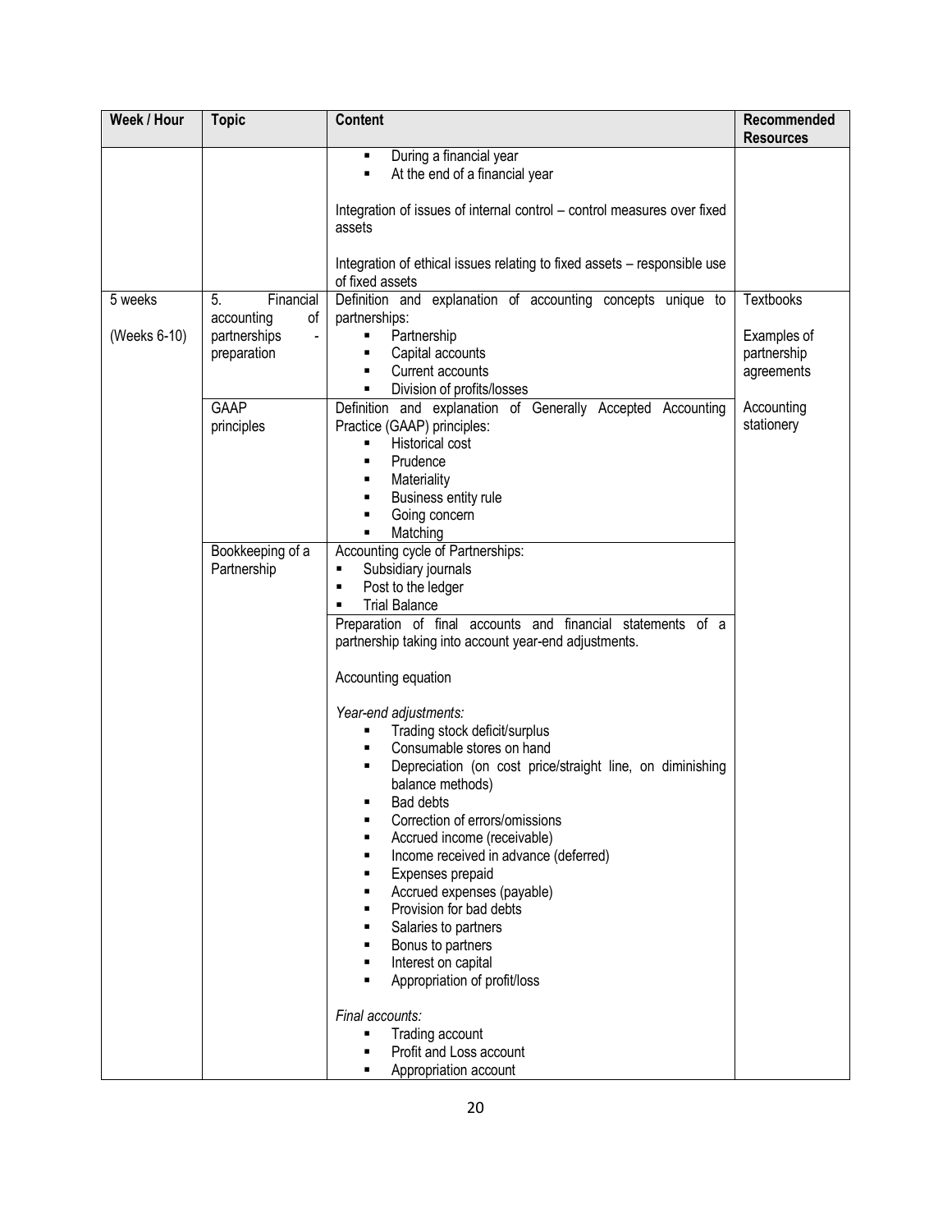| Week / Hour | Topic | Content | Recommended Resources |
|---|---|---|---|
| | | ▪ During a financial year<br>▪ At the end of a financial year<br><br>Integration of issues of internal control – control measures over fixed assets<br><br>Integration of ethical issues relating to fixed assets – responsible use of fixed assets | |
| 5 weeks<br><br>(Weeks 6-10) | 5. Financial accounting of partnerships - preparation | Definition and explanation of accounting concepts unique to partnerships:<br>▪ Partnership<br>▪ Capital accounts<br>▪ Current accounts<br>▪ Division of profits/losses | Textbooks<br><br>Examples of partnership agreements<br><br>Accounting stationery |
| | GAAP principles | Definition and explanation of Generally Accepted Accounting Practice (GAAP) principles:<br>▪ Historical cost<br>▪ Prudence<br>▪ Materiality<br>▪ Business entity rule<br>▪ Going concern<br>▪ Matching | |
| | Bookkeeping of a Partnership | Accounting cycle of Partnerships:<br>▪ Subsidiary journals<br>▪ Post to the ledger<br>▪ Trial Balance | |
| | | Preparation of final accounts and financial statements of a partnership taking into account year-end adjustments.<br><br>Accounting equation<br><br>*Year-end adjustments:*<br>▪ Trading stock deficit/surplus<br>▪ Consumable stores on hand<br>▪ Depreciation (on cost price/straight line, on diminishing balance methods)<br>▪ Bad debts<br>▪ Correction of errors/omissions<br>▪ Accrued income (receivable)<br>▪ Income received in advance (deferred)<br>▪ Expenses prepaid<br>▪ Accrued expenses (payable)<br>▪ Provision for bad debts<br>▪ Salaries to partners<br>▪ Bonus to partners<br>▪ Interest on capital<br>▪ Appropriation of profit/loss<br><br>*Final accounts:*<br>▪ Trading account<br>▪ Profit and Loss account<br>▪ Appropriation account | |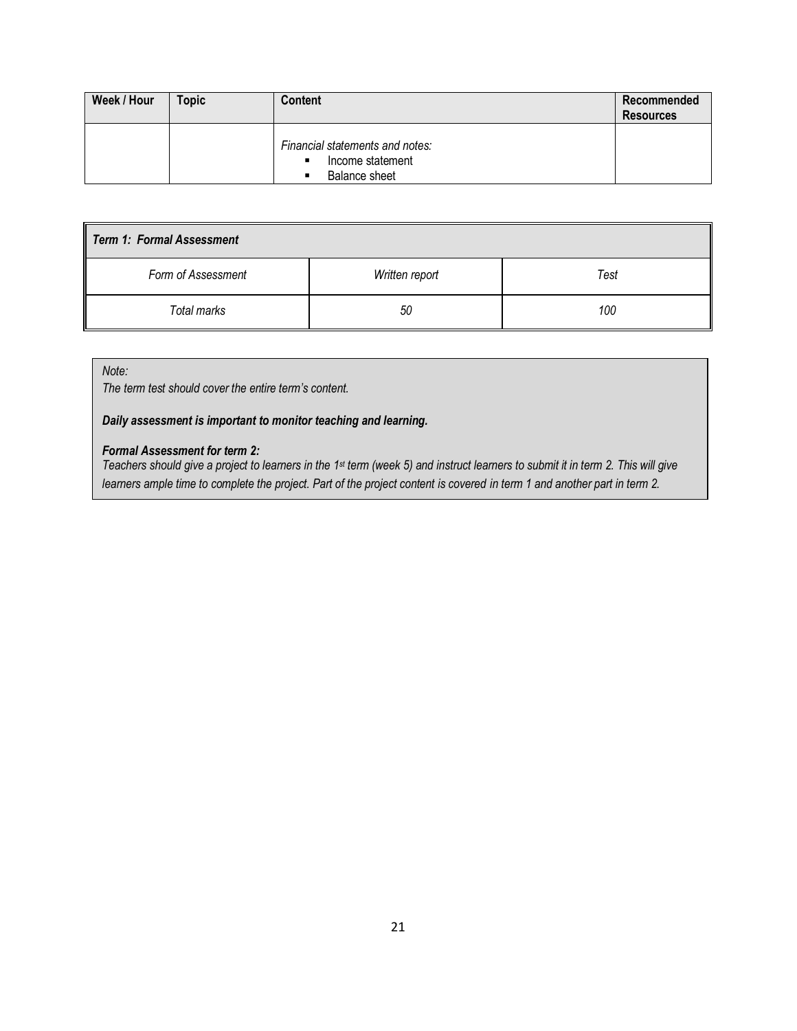| Week / Hour | Topic | Content | Recommended Resources |
|---|---|---|---|
| | | *Financial statements and notes:*<br>▪ Income statement<br>▪ Balance sheet | |

| ***Term 1: Formal Assessment*** | | |
|---|---|---|
| *Form of Assessment* | *Written report* | *Test* |
| *Total marks* | *50* | *100* |

*Note:*
*The term test should cover the entire term's content.*

***Daily assessment is important to monitor teaching and learning.***

***Formal Assessment for term 2:***
*Teachers should give a project to learners in the 1st term (week 5) and instruct learners to submit it in term 2. This will give learners ample time to complete the project. Part of the project content is covered in term 1 and another part in term 2.*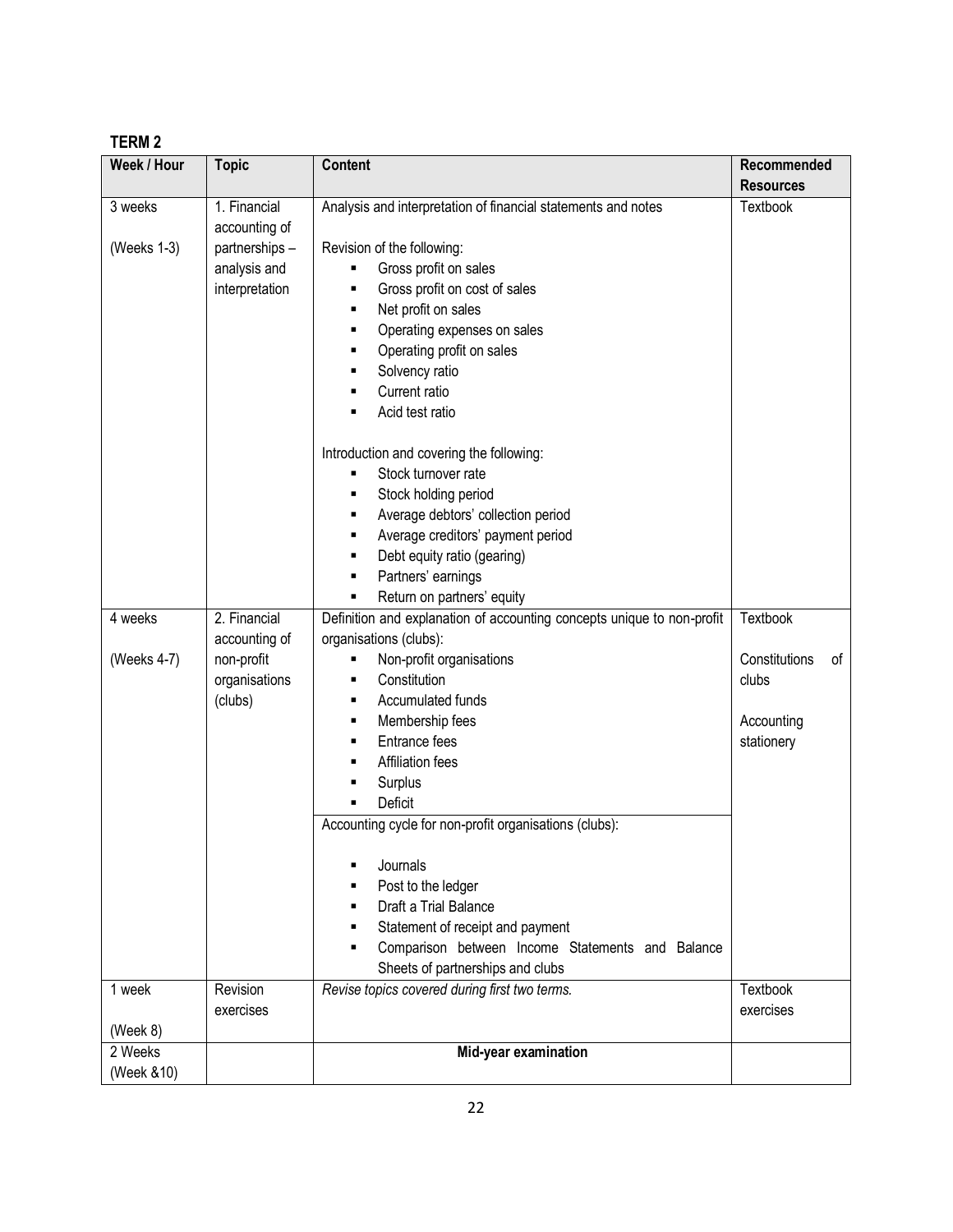**TERM 2**

| Week / Hour | Topic | Content | Recommended Resources |
|---|---|---|---|
| 3 weeks<br><br>(Weeks 1-3) | 1. Financial accounting of partnerships – analysis and interpretation | Analysis and interpretation of financial statements and notes<br><br>Revision of the following:<br>▪ Gross profit on sales<br>▪ Gross profit on cost of sales<br>▪ Net profit on sales<br>▪ Operating expenses on sales<br>▪ Operating profit on sales<br>▪ Solvency ratio<br>▪ Current ratio<br>▪ Acid test ratio<br><br>Introduction and covering the following:<br>▪ Stock turnover rate<br>▪ Stock holding period<br>▪ Average debtors' collection period<br>▪ Average creditors' payment period<br>▪ Debt equity ratio (gearing)<br>▪ Partners' earnings<br>▪ Return on partners' equity | Textbook |
| 4 weeks<br><br>(Weeks 4-7) | 2. Financial accounting of non-profit organisations (clubs) | Definition and explanation of accounting concepts unique to non-profit organisations (clubs):<br>▪ Non-profit organisations<br>▪ Constitution<br>▪ Accumulated funds<br>▪ Membership fees<br>▪ Entrance fees<br>▪ Affiliation fees<br>▪ Surplus<br>▪ Deficit | Textbook<br><br>Constitutions of clubs<br><br>Accounting stationery |
| | | Accounting cycle for non-profit organisations (clubs):<br><br>▪ Journals<br>▪ Post to the ledger<br>▪ Draft a Trial Balance<br>▪ Statement of receipt and payment<br>▪ Comparison between Income Statements and Balance Sheets of partnerships and clubs | |
| 1 week<br><br>(Week 8) | Revision exercises | *Revise topics covered during first two terms.* | Textbook exercises |
| 2 Weeks<br>(Week &10) | | **Mid-year examination** | |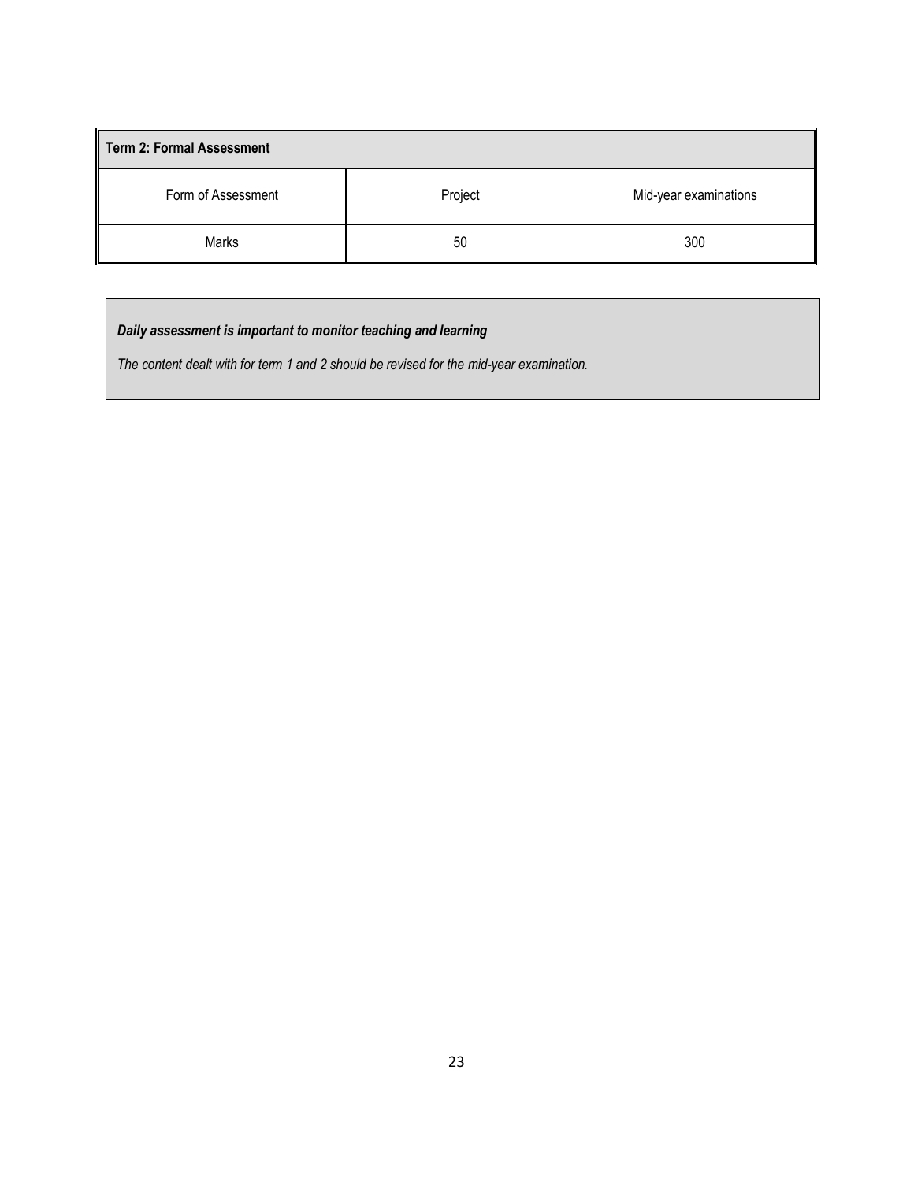| Term 2: Formal Assessment | | |
|---|---|---|
| Form of Assessment | Project | Mid-year examinations |
| Marks | 50 | 300 |

***Daily assessment is important to monitor teaching and learning***

*The content dealt with for term 1 and 2 should be revised for the mid-year examination.*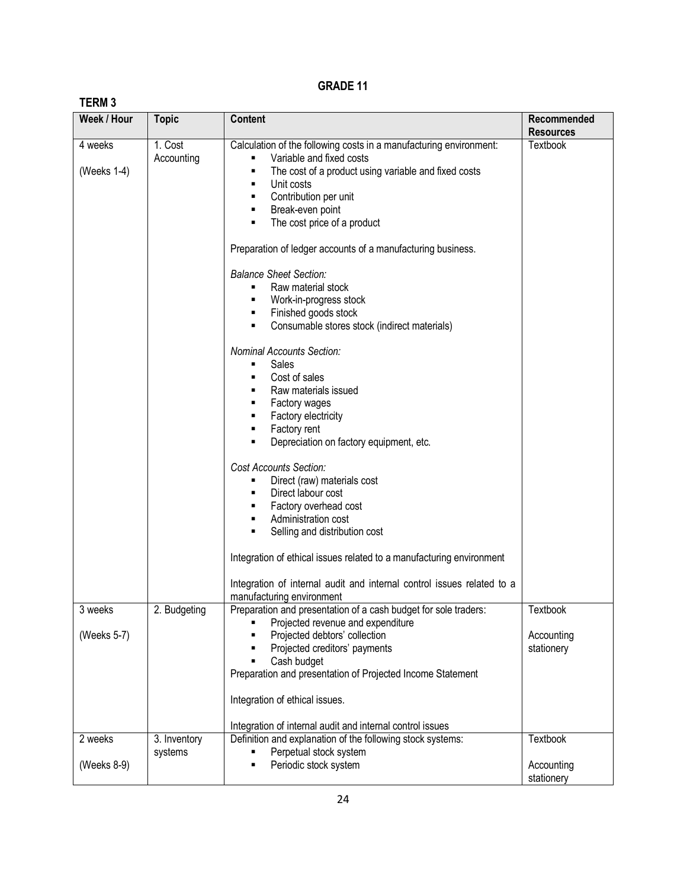# GRADE 11

## TERM 3

| Week / Hour | Topic | Content | Recommended Resources |
|---|---|---|---|
| 4 weeks<br><br>(Weeks 1-4) | 1. Cost Accounting | Calculation of the following costs in a manufacturing environment:<br>▪ Variable and fixed costs<br>▪ The cost of a product using variable and fixed costs<br>▪ Unit costs<br>▪ Contribution per unit<br>▪ Break-even point<br>▪ The cost price of a product<br><br>Preparation of ledger accounts of a manufacturing business.<br><br>*Balance Sheet Section:*<br>▪ Raw material stock<br>▪ Work-in-progress stock<br>▪ Finished goods stock<br>▪ Consumable stores stock (indirect materials)<br><br>*Nominal Accounts Section:*<br>▪ Sales<br>▪ Cost of sales<br>▪ Raw materials issued<br>▪ Factory wages<br>▪ Factory electricity<br>▪ Factory rent<br>▪ Depreciation on factory equipment, etc.<br><br>*Cost Accounts Section:*<br>▪ Direct (raw) materials cost<br>▪ Direct labour cost<br>▪ Factory overhead cost<br>▪ Administration cost<br>▪ Selling and distribution cost<br><br>Integration of ethical issues related to a manufacturing environment<br><br>Integration of internal audit and internal control issues related to a manufacturing environment | Textbook |
| 3 weeks<br><br>(Weeks 5-7) | 2. Budgeting | Preparation and presentation of a cash budget for sole traders:<br>▪ Projected revenue and expenditure<br>▪ Projected debtors' collection<br>▪ Projected creditors' payments<br>▪ Cash budget<br>Preparation and presentation of Projected Income Statement<br><br>Integration of ethical issues.<br><br>Integration of internal audit and internal control issues | Textbook<br><br>Accounting stationery |
| 2 weeks<br><br>(Weeks 8-9) | 3. Inventory systems | Definition and explanation of the following stock systems:<br>▪ Perpetual stock system<br>▪ Periodic stock system | Textbook<br><br>Accounting stationery |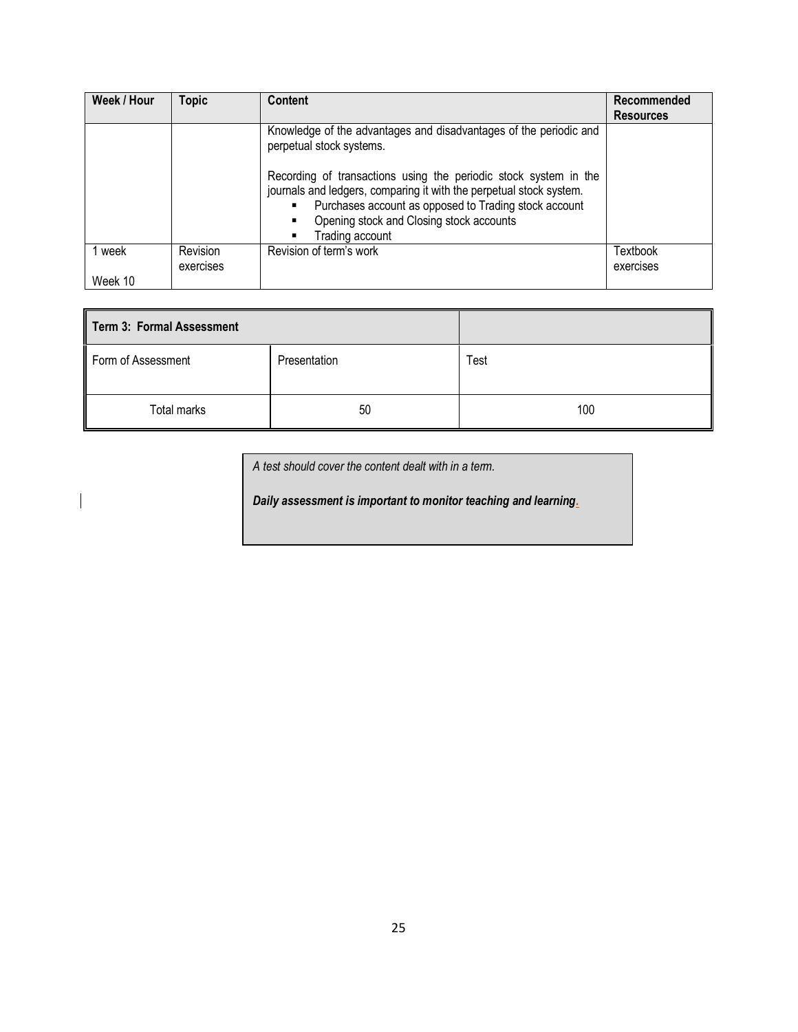| Week / Hour | Topic | Content | Recommended Resources |
|---|---|---|---|
| | | Knowledge of the advantages and disadvantages of the periodic and perpetual stock systems.<br><br>Recording of transactions using the periodic stock system in the journals and ledgers, comparing it with the perpetual stock system.<br>▪ Purchases account as opposed to Trading stock account<br>▪ Opening stock and Closing stock accounts<br>▪ Trading account | |
| 1 week<br><br>Week 10 | Revision exercises | Revision of term's work | Textbook exercises |

| Term 3: Formal Assessment | | |
|---|---|---|
| Form of Assessment | Presentation | Test |
| Total marks | 50 | 100 |

*A test should cover the content dealt with in a term.*

***Daily assessment is important to monitor teaching and learning.***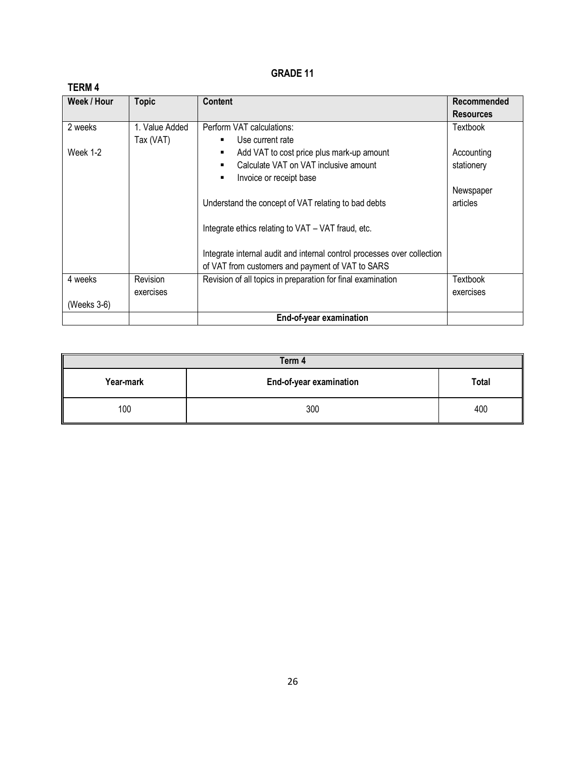# GRADE 11

## TERM 4

| Week / Hour | Topic | Content | Recommended Resources |
|---|---|---|---|
| 2 weeks<br><br>Week 1-2 | 1. Value Added Tax (VAT) | Perform VAT calculations:<br>▪ Use current rate<br>▪ Add VAT to cost price plus mark-up amount<br>▪ Calculate VAT on VAT inclusive amount<br>▪ Invoice or receipt base<br><br>Understand the concept of VAT relating to bad debts<br><br>Integrate ethics relating to VAT – VAT fraud, etc.<br><br>Integrate internal audit and internal control processes over collection of VAT from customers and payment of VAT to SARS | Textbook<br><br>Accounting stationery<br><br>Newspaper articles |
| 4 weeks<br><br>(Weeks 3-6) | Revision exercises | Revision of all topics in preparation for final examination | Textbook exercises |
| | | **End-of-year examination** | |

| Term 4 | | |
|---|---|---|
| **Year-mark** | **End-of-year examination** | **Total** |
| 100 | 300 | 400 |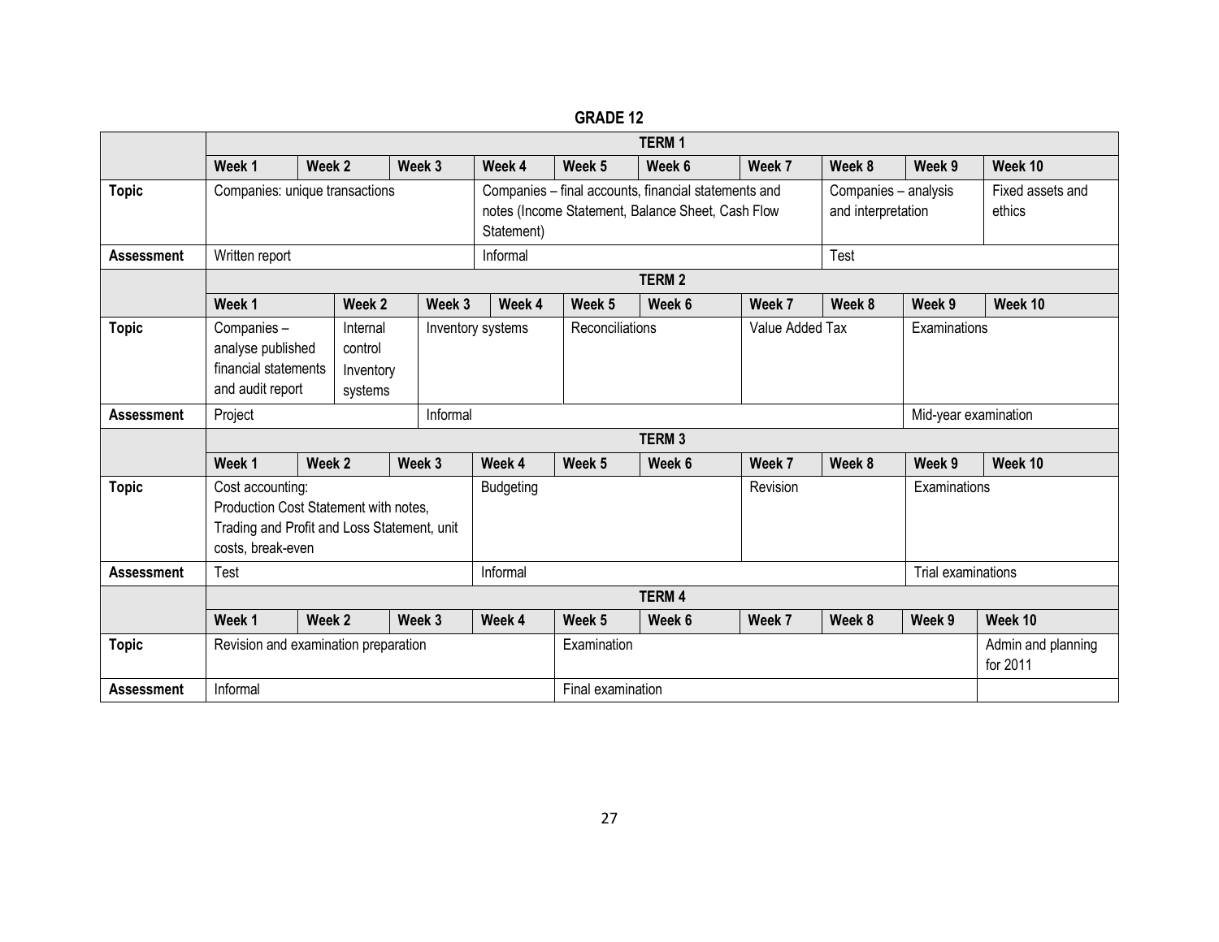**GRADE 12**

| | TERM 1 | | | | | | | | | |
|---|---|---|---|---|---|---|---|---|---|---|
| | Week 1 | Week 2 | Week 3 | Week 4 | Week 5 | Week 6 | Week 7 | Week 8 | Week 9 | Week 10 |
| Topic | Companies: unique transactions | | | Companies – final accounts, financial statements and notes (Income Statement, Balance Sheet, Cash Flow Statement) | | | | Companies – analysis and interpretation | | Fixed assets and ethics |
| Assessment | Written report | | | Informal | | | | Test | | |
| | TERM 2 | | | | | | | | | |
| | Week 1 | Week 2 | Week 3 | Week 4 | Week 5 | Week 6 | Week 7 | Week 8 | Week 9 | Week 10 |
| Topic | Companies – analyse published financial statements and audit report | Internal control Inventory systems | Inventory systems | | Reconciliations | | Value Added Tax | | Examinations | |
| Assessment | Project | | Informal | | | | | | Mid-year examination | |
| | TERM 3 | | | | | | | | | |
| | Week 1 | Week 2 | Week 3 | Week 4 | Week 5 | Week 6 | Week 7 | Week 8 | Week 9 | Week 10 |
| Topic | Cost accounting: Production Cost Statement with notes, Trading and Profit and Loss Statement, unit costs, break-even | | | Budgeting | | | Revision | | Examinations | |
| Assessment | Test | | | Informal | | | | | Trial examinations | |
| | TERM 4 | | | | | | | | | |
| | Week 1 | Week 2 | Week 3 | Week 4 | Week 5 | Week 6 | Week 7 | Week 8 | Week 9 | Week 10 |
| Topic | Revision and examination preparation | | | | Examination | | | | | Admin and planning for 2011 |
| Assessment | Informal | | | | Final examination | | | | | |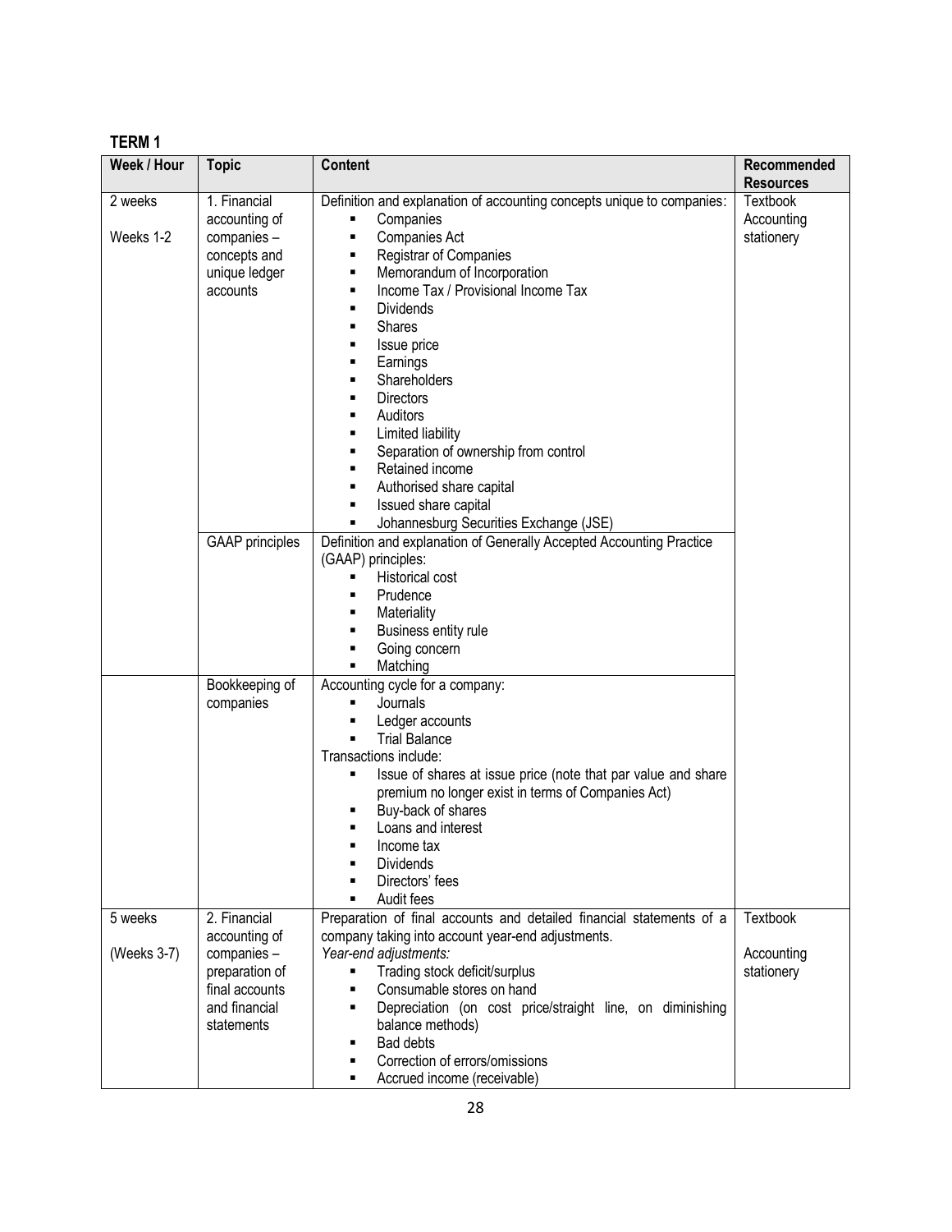**TERM 1**

| Week / Hour | Topic | Content | Recommended Resources |
|---|---|---|---|
| 2 weeks<br><br>Weeks 1-2 | 1. Financial accounting of companies – concepts and unique ledger accounts | Definition and explanation of accounting concepts unique to companies:<br>▪ Companies<br>▪ Companies Act<br>▪ Registrar of Companies<br>▪ Memorandum of Incorporation<br>▪ Income Tax / Provisional Income Tax<br>▪ Dividends<br>▪ Shares<br>▪ Issue price<br>▪ Earnings<br>▪ Shareholders<br>▪ Directors<br>▪ Auditors<br>▪ Limited liability<br>▪ Separation of ownership from control<br>▪ Retained income<br>▪ Authorised share capital<br>▪ Issued share capital<br>▪ Johannesburg Securities Exchange (JSE) | Textbook<br>Accounting stationery |
| | GAAP principles | Definition and explanation of Generally Accepted Accounting Practice (GAAP) principles:<br>▪ Historical cost<br>▪ Prudence<br>▪ Materiality<br>▪ Business entity rule<br>▪ Going concern<br>▪ Matching | |
| | Bookkeeping of companies | Accounting cycle for a company:<br>▪ Journals<br>▪ Ledger accounts<br>▪ Trial Balance<br>Transactions include:<br>▪ Issue of shares at issue price (note that par value and share premium no longer exist in terms of Companies Act)<br>▪ Buy-back of shares<br>▪ Loans and interest<br>▪ Income tax<br>▪ Dividends<br>▪ Directors' fees<br>▪ Audit fees | |
| 5 weeks<br><br>(Weeks 3-7) | 2. Financial accounting of companies – preparation of final accounts and financial statements | Preparation of final accounts and detailed financial statements of a company taking into account year-end adjustments.<br>*Year-end adjustments:*<br>▪ Trading stock deficit/surplus<br>▪ Consumable stores on hand<br>▪ Depreciation (on cost price/straight line, on diminishing balance methods)<br>▪ Bad debts<br>▪ Correction of errors/omissions<br>▪ Accrued income (receivable) | Textbook<br><br>Accounting stationery |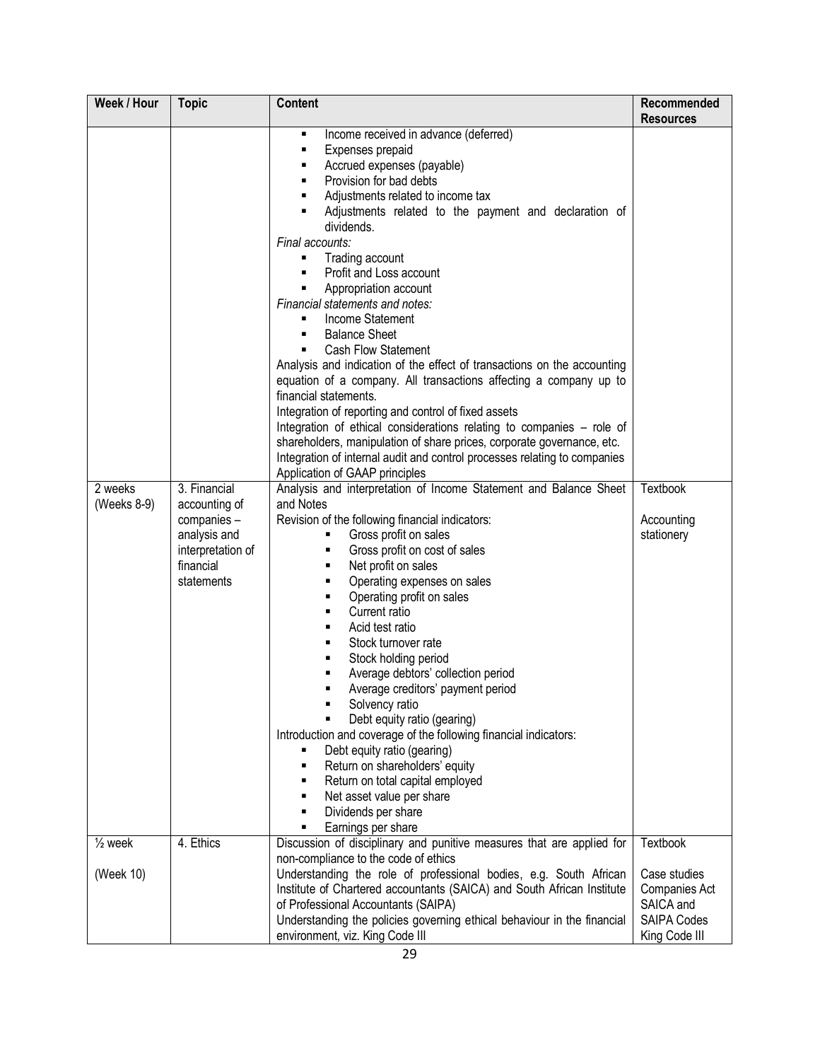| Week / Hour | Topic | Content | Recommended Resources |
|---|---|---|---|
| | | ▪ Income received in advance (deferred)<br>▪ Expenses prepaid<br>▪ Accrued expenses (payable)<br>▪ Provision for bad debts<br>▪ Adjustments related to income tax<br>▪ Adjustments related to the payment and declaration of dividends.<br>*Final accounts:*<br>▪ Trading account<br>▪ Profit and Loss account<br>▪ Appropriation account<br>*Financial statements and notes:*<br>▪ Income Statement<br>▪ Balance Sheet<br>▪ Cash Flow Statement<br>Analysis and indication of the effect of transactions on the accounting equation of a company. All transactions affecting a company up to financial statements.<br>Integration of reporting and control of fixed assets<br>Integration of ethical considerations relating to companies – role of shareholders, manipulation of share prices, corporate governance, etc.<br>Integration of internal audit and control processes relating to companies<br>Application of GAAP principles | |
| 2 weeks<br>(Weeks 8-9) | 3. Financial accounting of companies – analysis and interpretation of financial statements | Analysis and interpretation of Income Statement and Balance Sheet and Notes<br>Revision of the following financial indicators:<br>▪ Gross profit on sales<br>▪ Gross profit on cost of sales<br>▪ Net profit on sales<br>▪ Operating expenses on sales<br>▪ Operating profit on sales<br>▪ Current ratio<br>▪ Acid test ratio<br>▪ Stock turnover rate<br>▪ Stock holding period<br>▪ Average debtors' collection period<br>▪ Average creditors' payment period<br>▪ Solvency ratio<br>▪ Debt equity ratio (gearing)<br>Introduction and coverage of the following financial indicators:<br>▪ Debt equity ratio (gearing)<br>▪ Return on shareholders' equity<br>▪ Return on total capital employed<br>▪ Net asset value per share<br>▪ Dividends per share<br>▪ Earnings per share | Textbook<br><br>Accounting stationery |
| ½ week<br><br>(Week 10) | 4. Ethics | Discussion of disciplinary and punitive measures that are applied for non-compliance to the code of ethics<br>Understanding the role of professional bodies, e.g. South African Institute of Chartered accountants (SAICA) and South African Institute of Professional Accountants (SAIPA)<br>Understanding the policies governing ethical behaviour in the financial environment, viz. King Code III | Textbook<br><br>Case studies<br>Companies Act<br>SAICA and SAIPA Codes<br>King Code III |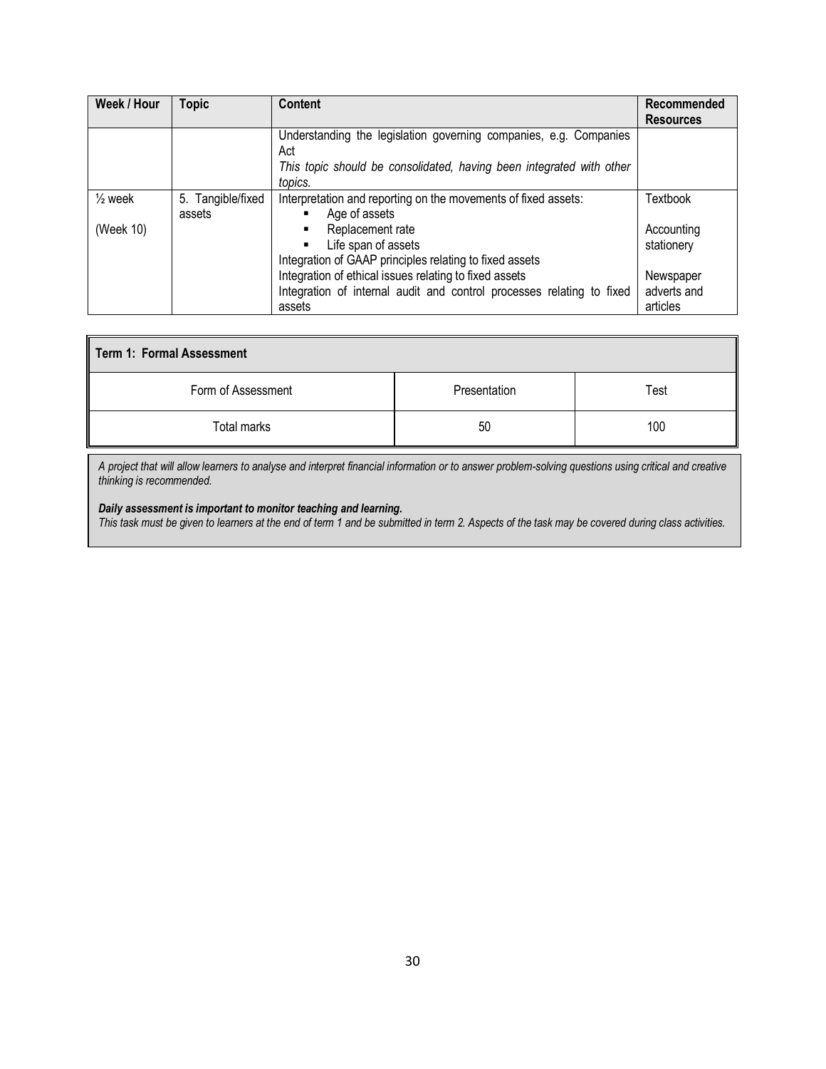| Week / Hour | Topic | Content | Recommended Resources |
|---|---|---|---|
| | | Understanding the legislation governing companies, e.g. Companies Act<br>*This topic should be consolidated, having been integrated with other topics.* | |
| ½ week<br><br>(Week 10) | 5. Tangible/fixed assets | Interpretation and reporting on the movements of fixed assets:<br>▪ Age of assets<br>▪ Replacement rate<br>▪ Life span of assets<br>Integration of GAAP principles relating to fixed assets<br>Integration of ethical issues relating to fixed assets<br>Integration of internal audit and control processes relating to fixed assets | Textbook<br><br>Accounting stationery<br><br>Newspaper adverts and articles |

| **Term 1: Formal Assessment** | | |
|---|---|---|
| Form of Assessment | Presentation | Test |
| Total marks | 50 | 100 |

*A project that will allow learners to analyse and interpret financial information or to answer problem-solving questions using critical and creative thinking is recommended.*

***Daily assessment is important to monitor teaching and learning.***
*This task must be given to learners at the end of term 1 and be submitted in term 2. Aspects of the task may be covered during class activities.*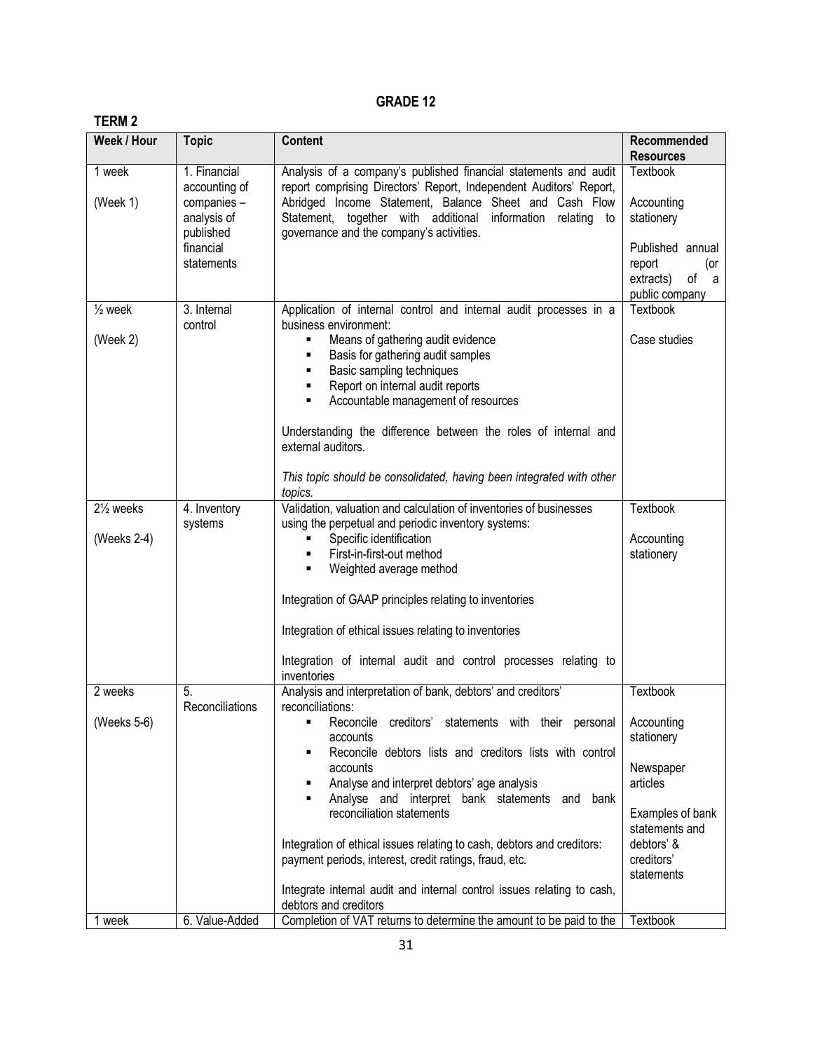# GRADE 12

## TERM 2

| Week / Hour | Topic | Content | Recommended Resources |
|---|---|---|---|
| 1 week<br><br>(Week 1) | 1. Financial accounting of companies – analysis of published financial statements | Analysis of a company's published financial statements and audit report comprising Directors' Report, Independent Auditors' Report, Abridged Income Statement, Balance Sheet and Cash Flow Statement, together with additional information relating to governance and the company's activities. | Textbook<br><br>Accounting stationery<br><br>Published annual report (or extracts) of a public company |
| ½ week<br><br>(Week 2) | 3. Internal control | Application of internal control and internal audit processes in a business environment:<br>▪ Means of gathering audit evidence<br>▪ Basis for gathering audit samples<br>▪ Basic sampling techniques<br>▪ Report on internal audit reports<br>▪ Accountable management of resources<br><br>Understanding the difference between the roles of internal and external auditors.<br><br>*This topic should be consolidated, having been integrated with other topics.* | Textbook<br><br>Case studies |
| 2½ weeks<br><br>(Weeks 2-4) | 4. Inventory systems | Validation, valuation and calculation of inventories of businesses using the perpetual and periodic inventory systems:<br>▪ Specific identification<br>▪ First-in-first-out method<br>▪ Weighted average method<br><br>Integration of GAAP principles relating to inventories<br><br>Integration of ethical issues relating to inventories<br><br>Integration of internal audit and control processes relating to inventories | Textbook<br><br>Accounting stationery |
| 2 weeks<br><br>(Weeks 5-6) | 5. Reconciliations | Analysis and interpretation of bank, debtors' and creditors' reconciliations:<br>▪ Reconcile creditors' statements with their personal accounts<br>▪ Reconcile debtors lists and creditors lists with control accounts<br>▪ Analyse and interpret debtors' age analysis<br>▪ Analyse and interpret bank statements and bank reconciliation statements<br><br>Integration of ethical issues relating to cash, debtors and creditors: payment periods, interest, credit ratings, fraud, etc.<br><br>Integrate internal audit and internal control issues relating to cash, debtors and creditors | Textbook<br><br>Accounting stationery<br><br>Newspaper articles<br><br>Examples of bank statements and debtors' & creditors' statements |
| 1 week | 6. Value-Added | Completion of VAT returns to determine the amount to be paid to the | Textbook |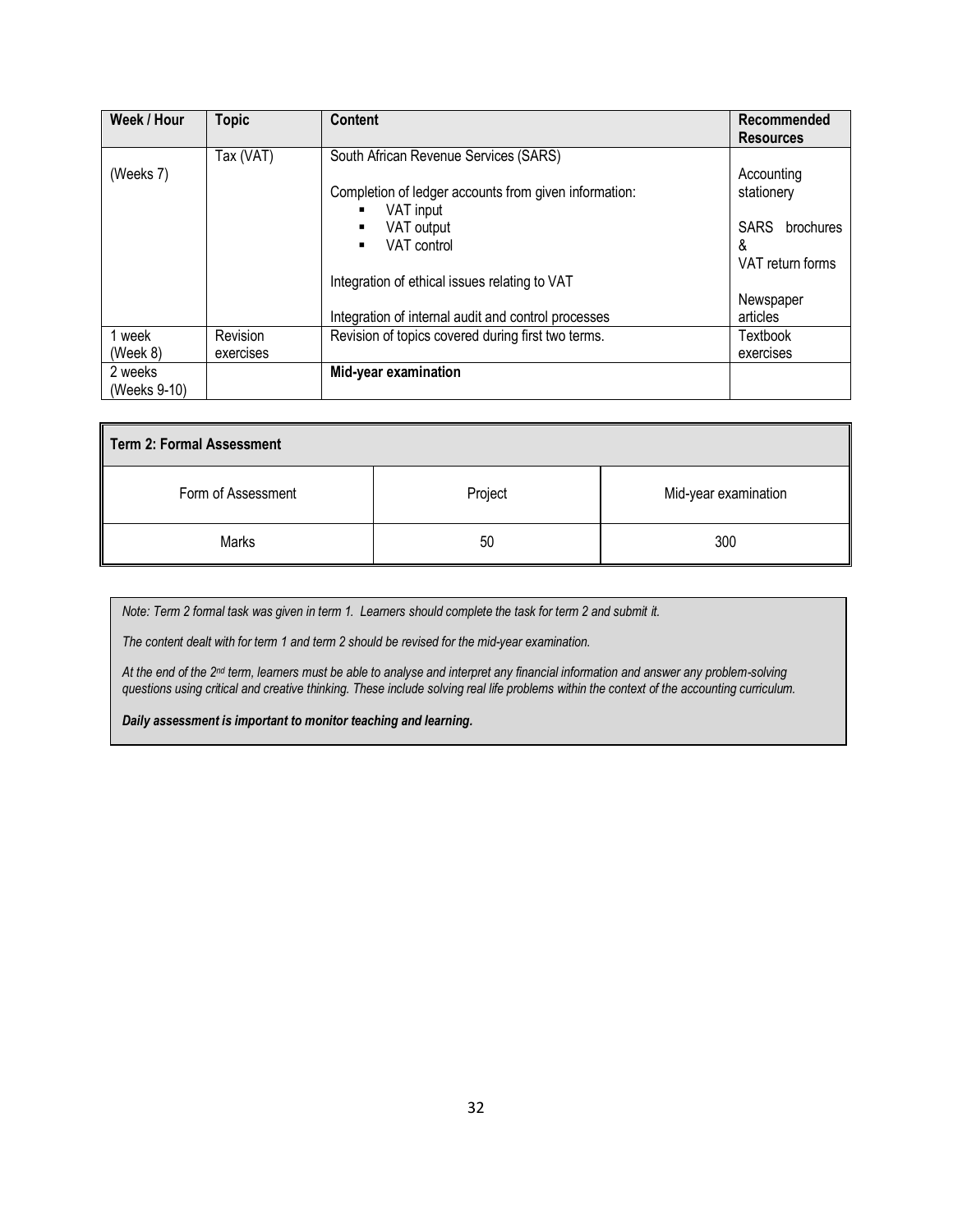| Week / Hour | Topic | Content | Recommended Resources |
|---|---|---|---|
| (Weeks 7) | Tax (VAT) | South African Revenue Services (SARS)<br><br>Completion of ledger accounts from given information:<br>▪ VAT input<br>▪ VAT output<br>▪ VAT control<br><br>Integration of ethical issues relating to VAT<br><br>Integration of internal audit and control processes | Accounting stationery<br><br>SARS brochures & VAT return forms<br><br>Newspaper articles |
| 1 week (Week 8) | Revision exercises | Revision of topics covered during first two terms. | Textbook exercises |
| 2 weeks (Weeks 9-10) | | **Mid-year examination** | |

| **Term 2: Formal Assessment** | | |
|---|---|---|
| Form of Assessment | Project | Mid-year examination |
| Marks | 50 | 300 |

*Note: Term 2 formal task was given in term 1. Learners should complete the task for term 2 and submit it.*

*The content dealt with for term 1 and term 2 should be revised for the mid-year examination.*

*At the end of the 2nd term, learners must be able to analyse and interpret any financial information and answer any problem-solving questions using critical and creative thinking. These include solving real life problems within the context of the accounting curriculum.*

***Daily assessment is important to monitor teaching and learning.***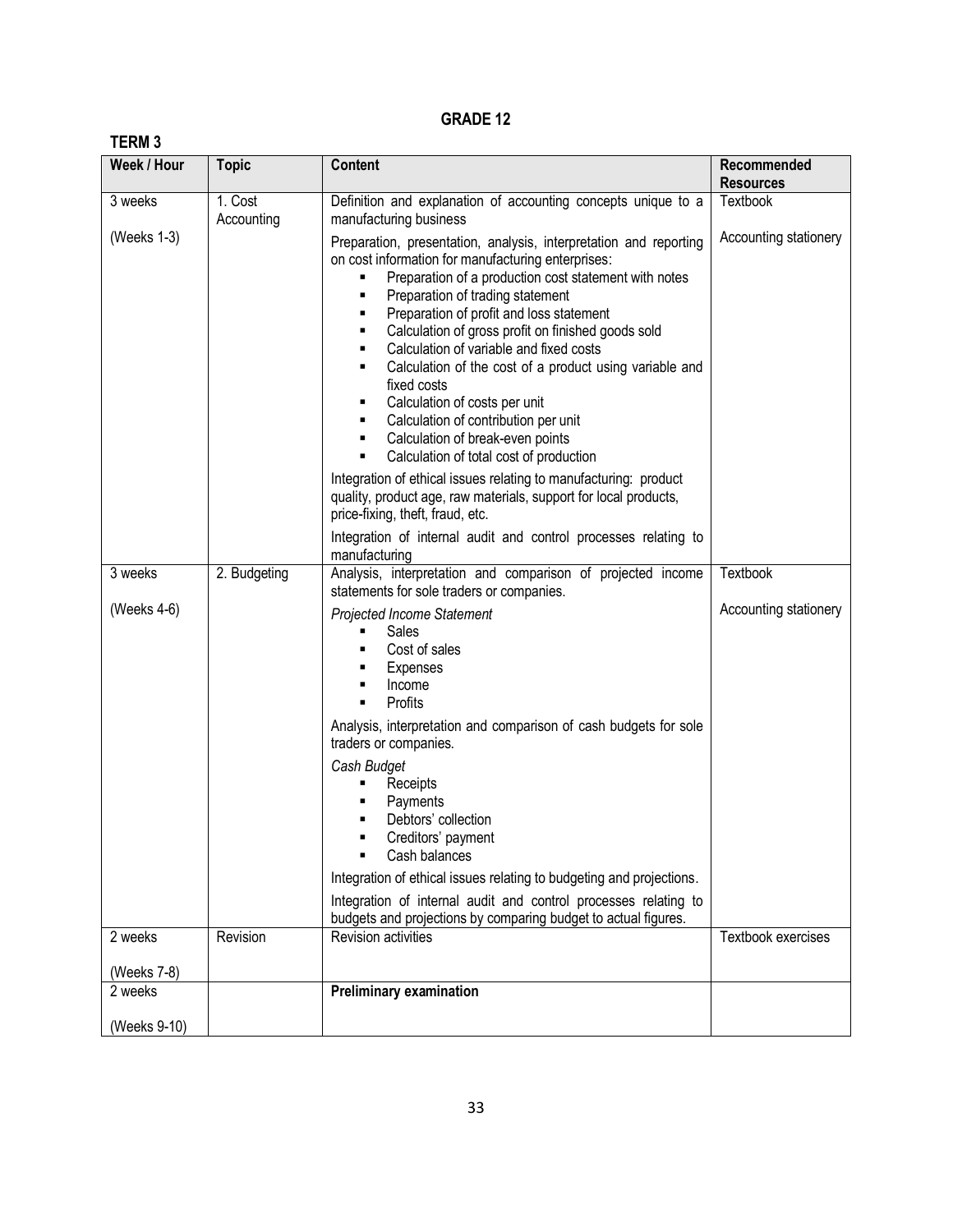# GRADE 12

## TERM 3

| Week / Hour | Topic | Content | Recommended Resources |
|---|---|---|---|
| 3 weeks<br><br>(Weeks 1-3) | 1. Cost Accounting | Definition and explanation of accounting concepts unique to a manufacturing business<br><br>Preparation, presentation, analysis, interpretation and reporting on cost information for manufacturing enterprises:<br>▪ Preparation of a production cost statement with notes<br>▪ Preparation of trading statement<br>▪ Preparation of profit and loss statement<br>▪ Calculation of gross profit on finished goods sold<br>▪ Calculation of variable and fixed costs<br>▪ Calculation of the cost of a product using variable and fixed costs<br>▪ Calculation of costs per unit<br>▪ Calculation of contribution per unit<br>▪ Calculation of break-even points<br>▪ Calculation of total cost of production<br><br>Integration of ethical issues relating to manufacturing: product quality, product age, raw materials, support for local products, price-fixing, theft, fraud, etc.<br><br>Integration of internal audit and control processes relating to manufacturing | Textbook<br><br>Accounting stationery |
| 3 weeks<br><br>(Weeks 4-6) | 2. Budgeting | Analysis, interpretation and comparison of projected income statements for sole traders or companies.<br><br>*Projected Income Statement*<br>▪ Sales<br>▪ Cost of sales<br>▪ Expenses<br>▪ Income<br>▪ Profits<br><br>Analysis, interpretation and comparison of cash budgets for sole traders or companies.<br><br>*Cash Budget*<br>▪ Receipts<br>▪ Payments<br>▪ Debtors' collection<br>▪ Creditors' payment<br>▪ Cash balances<br><br>Integration of ethical issues relating to budgeting and projections.<br><br>Integration of internal audit and control processes relating to budgets and projections by comparing budget to actual figures. | Textbook<br><br>Accounting stationery |
| 2 weeks<br><br>(Weeks 7-8) | Revision | Revision activities | Textbook exercises |
| 2 weeks<br><br>(Weeks 9-10) | | **Preliminary examination** | |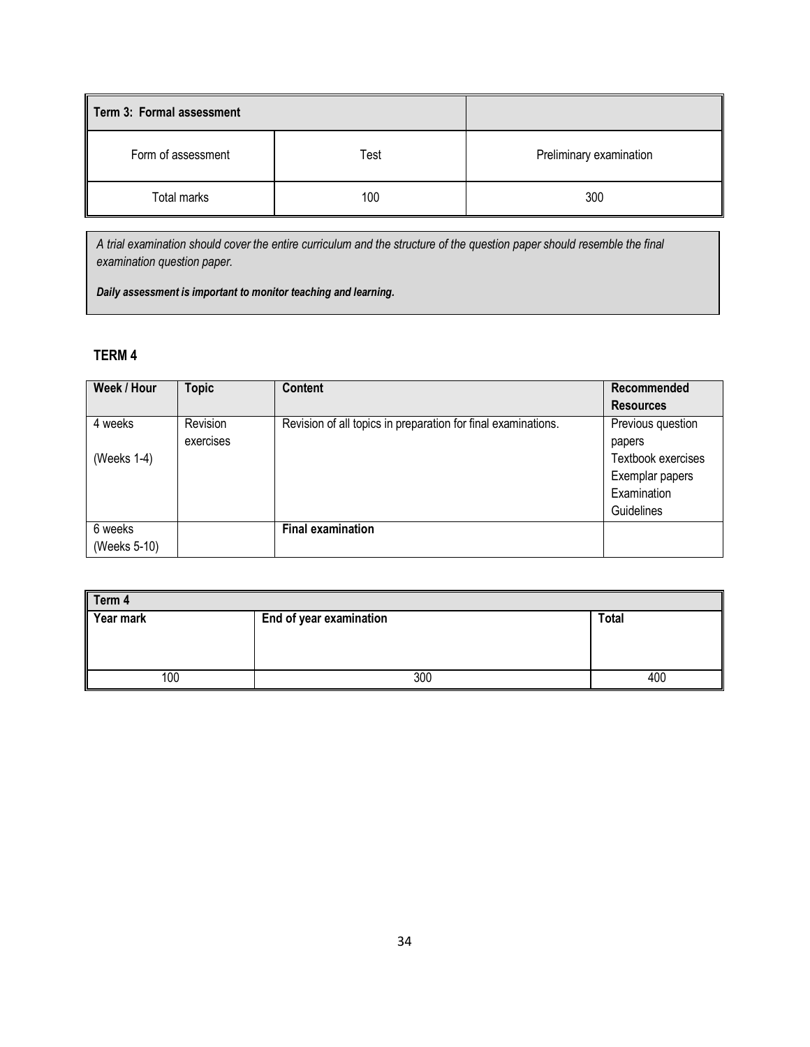| Term 3: Formal assessment | | |
|---|---|---|
| Form of assessment | Test | Preliminary examination |
| Total marks | 100 | 300 |

*A trial examination should cover the entire curriculum and the structure of the question paper should resemble the final examination question paper.*

***Daily assessment is important to monitor teaching and learning.***

## TERM 4

| Week / Hour | Topic | Content | Recommended Resources |
|---|---|---|---|
| 4 weeks<br><br>(Weeks 1-4) | Revision exercises | Revision of all topics in preparation for final examinations. | Previous question papers<br>Textbook exercises<br>Exemplar papers<br>Examination Guidelines |
| 6 weeks<br>(Weeks 5-10) | | **Final examination** | |

| Term 4 | | |
|---|---|---|
| **Year mark** | **End of year examination** | **Total** |
| 100 | 300 | 400 |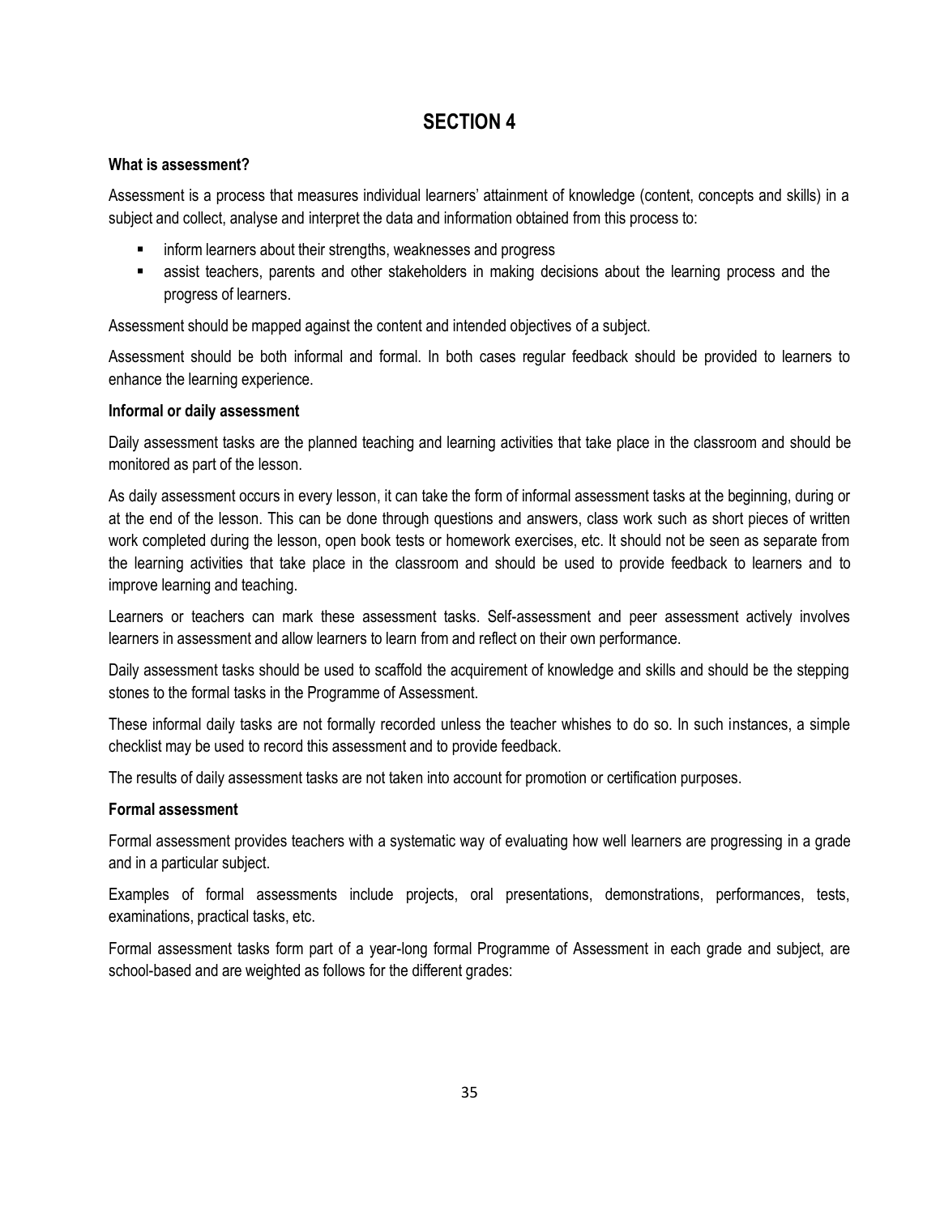# SECTION 4

**What is assessment?**

Assessment is a process that measures individual learners' attainment of knowledge (content, concepts and skills) in a subject and collect, analyse and interpret the data and information obtained from this process to:

- inform learners about their strengths, weaknesses and progress
- assist teachers, parents and other stakeholders in making decisions about the learning process and the progress of learners.

Assessment should be mapped against the content and intended objectives of a subject.

Assessment should be both informal and formal. In both cases regular feedback should be provided to learners to enhance the learning experience.

**Informal or daily assessment**

Daily assessment tasks are the planned teaching and learning activities that take place in the classroom and should be monitored as part of the lesson.

As daily assessment occurs in every lesson, it can take the form of informal assessment tasks at the beginning, during or at the end of the lesson. This can be done through questions and answers, class work such as short pieces of written work completed during the lesson, open book tests or homework exercises, etc. It should not be seen as separate from the learning activities that take place in the classroom and should be used to provide feedback to learners and to improve learning and teaching.

Learners or teachers can mark these assessment tasks. Self-assessment and peer assessment actively involves learners in assessment and allow learners to learn from and reflect on their own performance.

Daily assessment tasks should be used to scaffold the acquirement of knowledge and skills and should be the stepping stones to the formal tasks in the Programme of Assessment.

These informal daily tasks are not formally recorded unless the teacher whishes to do so. In such instances, a simple checklist may be used to record this assessment and to provide feedback.

The results of daily assessment tasks are not taken into account for promotion or certification purposes.

**Formal assessment**

Formal assessment provides teachers with a systematic way of evaluating how well learners are progressing in a grade and in a particular subject.

Examples of formal assessments include projects, oral presentations, demonstrations, performances, tests, examinations, practical tasks, etc.

Formal assessment tasks form part of a year-long formal Programme of Assessment in each grade and subject, are school-based and are weighted as follows for the different grades: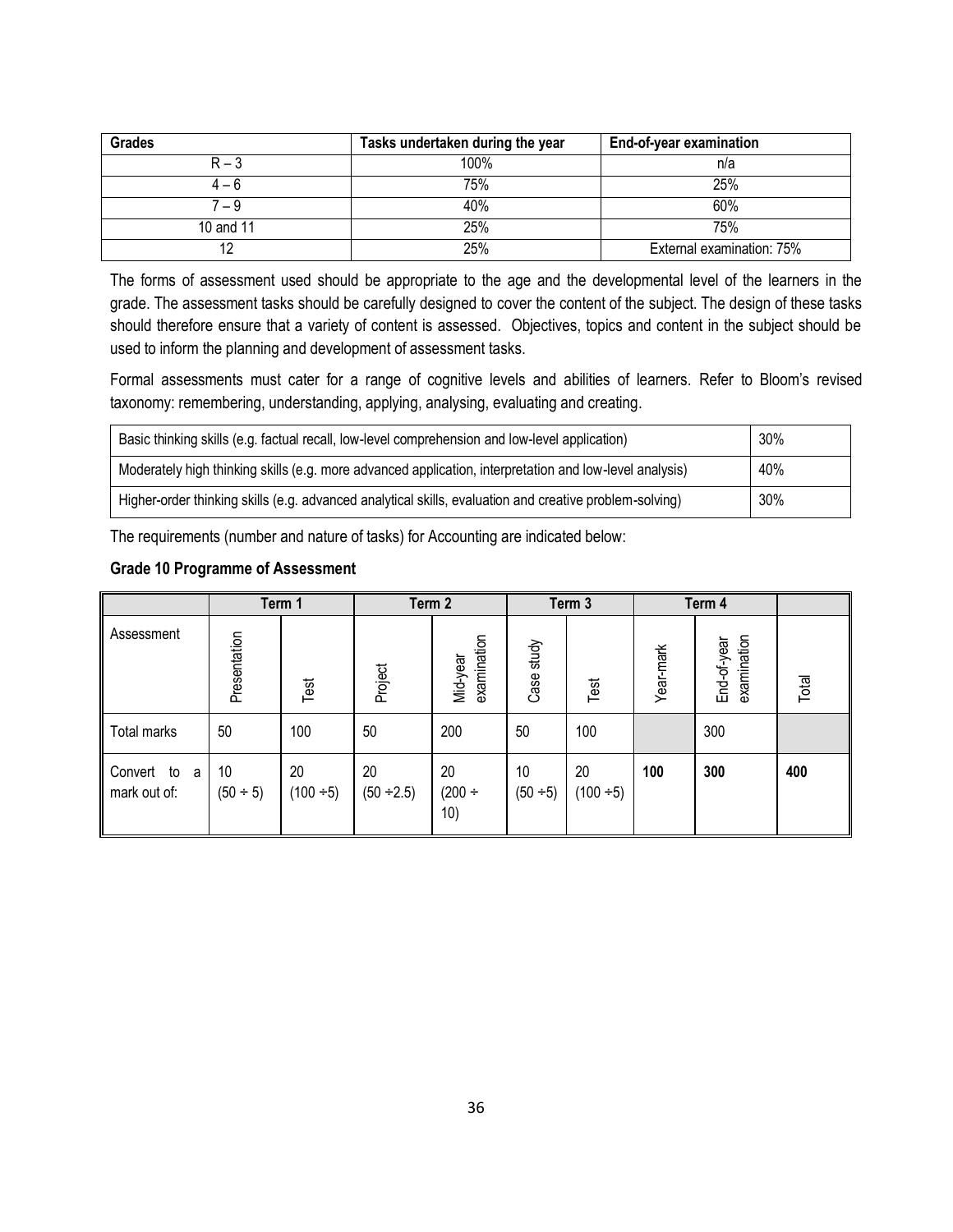| Grades | Tasks undertaken during the year | End-of-year examination |
| --- | --- | --- |
| R – 3 | 100% | n/a |
| 4 – 6 | 75% | 25% |
| 7 – 9 | 40% | 60% |
| 10 and 11 | 25% | 75% |
| 12 | 25% | External examination: 75% |

The forms of assessment used should be appropriate to the age and the developmental level of the learners in the grade. The assessment tasks should be carefully designed to cover the content of the subject. The design of these tasks should therefore ensure that a variety of content is assessed. Objectives, topics and content in the subject should be used to inform the planning and development of assessment tasks.

Formal assessments must cater for a range of cognitive levels and abilities of learners. Refer to Bloom's revised taxonomy: remembering, understanding, applying, analysing, evaluating and creating.

| | |
| --- | --- |
| Basic thinking skills (e.g. factual recall, low-level comprehension and low-level application) | 30% |
| Moderately high thinking skills (e.g. more advanced application, interpretation and low-level analysis) | 40% |
| Higher-order thinking skills (e.g. advanced analytical skills, evaluation and creative problem-solving) | 30% |

The requirements (number and nature of tasks) for Accounting are indicated below:

**Grade 10 Programme of Assessment**

| | Term 1 | | Term 2 | | Term 3 | | Term 4 | | |
| --- | --- | --- | --- | --- | --- | --- | --- | --- | --- |
| Assessment | Presentation | Test | Project | Mid-year examination | Case study | Test | Year-mark | End-of-year examination | Total |
| Total marks | 50 | 100 | 50 | 200 | 50 | 100 | | 300 | |
| Convert to a mark out of: | 10 (50 ÷ 5) | 20 (100 ÷5) | 20 (50 ÷2.5) | 20 (200 ÷ 10) | 10 (50 ÷5) | 20 (100 ÷5) | **100** | **300** | **400** |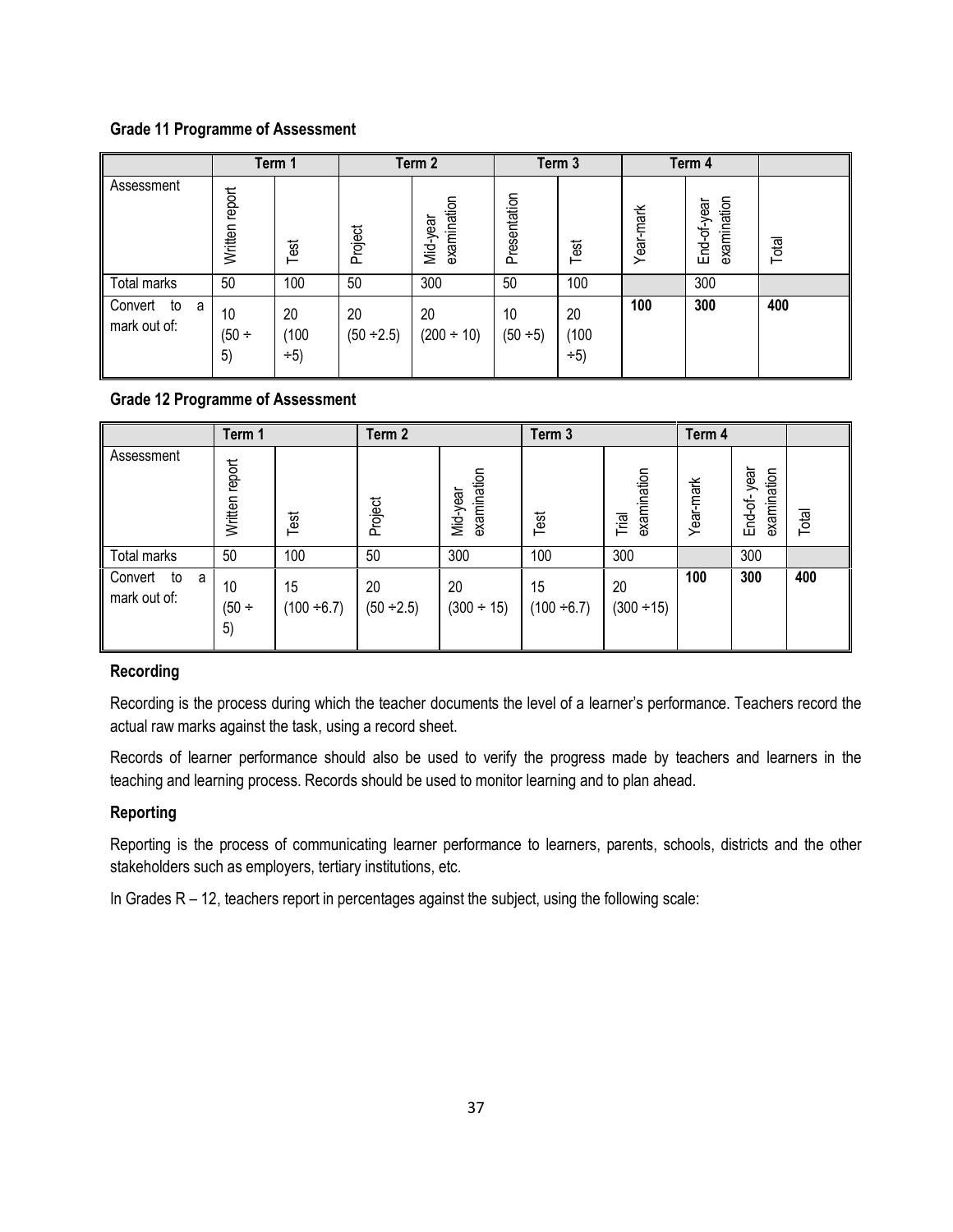**Grade 11 Programme of Assessment**

| | Term 1 | | Term 2 | | Term 3 | | Term 4 | | |
|---|---|---|---|---|---|---|---|---|---|
| Assessment | Written report | Test | Project | Mid-year examination | Presentation | Test | Year-mark | End-of-year examination | Total |
| Total marks | 50 | 100 | 50 | 300 | 50 | 100 | | 300 | |
| Convert to a mark out of: | 10 (50 ÷ 5) | 20 (100 ÷5) | 20 (50 ÷2.5) | 20 (200 ÷ 10) | 10 (50 ÷5) | 20 (100 ÷5) | **100** | **300** | **400** |

**Grade 12 Programme of Assessment**

| | Term 1 | | Term 2 | | Term 3 | | Term 4 | | |
|---|---|---|---|---|---|---|---|---|---|
| Assessment | Written report | Test | Project | Mid-year examination | Test | Trial examination | Year-mark | End-of- year examination | Total |
| Total marks | 50 | 100 | 50 | 300 | 100 | 300 | | 300 | |
| Convert to a mark out of: | 10 (50 ÷ 5) | 15 (100 ÷6.7) | 20 (50 ÷2.5) | 20 (300 ÷ 15) | 15 (100 ÷6.7) | 20 (300 ÷15) | **100** | **300** | **400** |

**Recording**

Recording is the process during which the teacher documents the level of a learner's performance. Teachers record the actual raw marks against the task, using a record sheet.

Records of learner performance should also be used to verify the progress made by teachers and learners in the teaching and learning process. Records should be used to monitor learning and to plan ahead.

**Reporting**

Reporting is the process of communicating learner performance to learners, parents, schools, districts and the other stakeholders such as employers, tertiary institutions, etc.

In Grades R – 12, teachers report in percentages against the subject, using the following scale: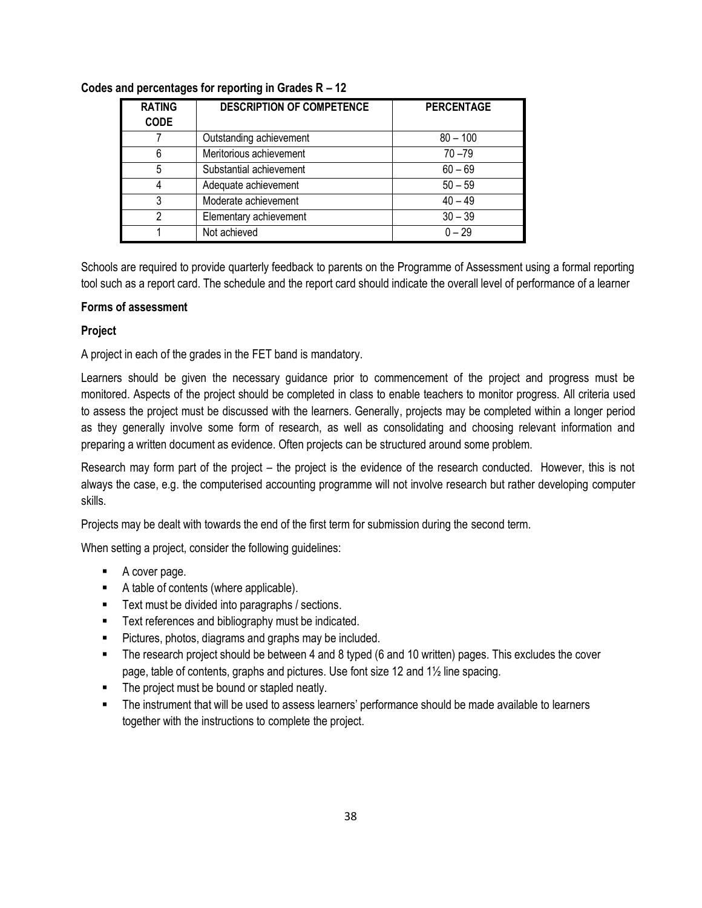**Codes and percentages for reporting in Grades R – 12**

| RATING CODE | DESCRIPTION OF COMPETENCE | PERCENTAGE |
|---|---|---|
| 7 | Outstanding achievement | 80 – 100 |
| 6 | Meritorious achievement | 70 –79 |
| 5 | Substantial achievement | 60 – 69 |
| 4 | Adequate achievement | 50 – 59 |
| 3 | Moderate achievement | 40 – 49 |
| 2 | Elementary achievement | 30 – 39 |
| 1 | Not achieved | 0 – 29 |

Schools are required to provide quarterly feedback to parents on the Programme of Assessment using a formal reporting tool such as a report card. The schedule and the report card should indicate the overall level of performance of a learner

**Forms of assessment**

**Project**

A project in each of the grades in the FET band is mandatory.

Learners should be given the necessary guidance prior to commencement of the project and progress must be monitored. Aspects of the project should be completed in class to enable teachers to monitor progress. All criteria used to assess the project must be discussed with the learners. Generally, projects may be completed within a longer period as they generally involve some form of research, as well as consolidating and choosing relevant information and preparing a written document as evidence. Often projects can be structured around some problem.

Research may form part of the project – the project is the evidence of the research conducted. However, this is not always the case, e.g. the computerised accounting programme will not involve research but rather developing computer skills.

Projects may be dealt with towards the end of the first term for submission during the second term.

When setting a project, consider the following guidelines:

- A cover page.
- A table of contents (where applicable).
- Text must be divided into paragraphs / sections.
- Text references and bibliography must be indicated.
- Pictures, photos, diagrams and graphs may be included.
- The research project should be between 4 and 8 typed (6 and 10 written) pages. This excludes the cover page, table of contents, graphs and pictures. Use font size 12 and 1½ line spacing.
- The project must be bound or stapled neatly.
- The instrument that will be used to assess learners' performance should be made available to learners together with the instructions to complete the project.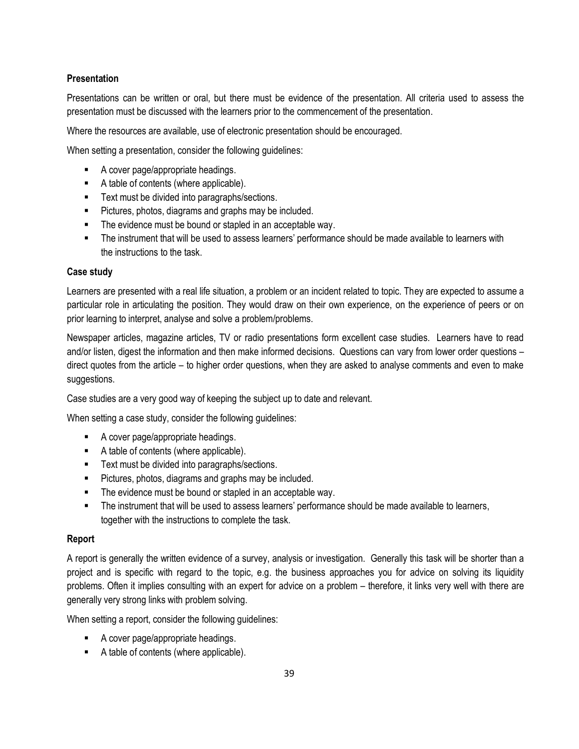**Presentation**

Presentations can be written or oral, but there must be evidence of the presentation. All criteria used to assess the presentation must be discussed with the learners prior to the commencement of the presentation.

Where the resources are available, use of electronic presentation should be encouraged.

When setting a presentation, consider the following guidelines:

- A cover page/appropriate headings.
- A table of contents (where applicable).
- Text must be divided into paragraphs/sections.
- Pictures, photos, diagrams and graphs may be included.
- The evidence must be bound or stapled in an acceptable way.
- The instrument that will be used to assess learners' performance should be made available to learners with the instructions to the task.

**Case study**

Learners are presented with a real life situation, a problem or an incident related to topic. They are expected to assume a particular role in articulating the position. They would draw on their own experience, on the experience of peers or on prior learning to interpret, analyse and solve a problem/problems.

Newspaper articles, magazine articles, TV or radio presentations form excellent case studies. Learners have to read and/or listen, digest the information and then make informed decisions. Questions can vary from lower order questions – direct quotes from the article – to higher order questions, when they are asked to analyse comments and even to make suggestions.

Case studies are a very good way of keeping the subject up to date and relevant.

When setting a case study, consider the following guidelines:

- A cover page/appropriate headings.
- A table of contents (where applicable).
- Text must be divided into paragraphs/sections.
- Pictures, photos, diagrams and graphs may be included.
- The evidence must be bound or stapled in an acceptable way.
- The instrument that will be used to assess learners' performance should be made available to learners, together with the instructions to complete the task.

**Report**

A report is generally the written evidence of a survey, analysis or investigation. Generally this task will be shorter than a project and is specific with regard to the topic, e.g. the business approaches you for advice on solving its liquidity problems. Often it implies consulting with an expert for advice on a problem – therefore, it links very well with there are generally very strong links with problem solving.

When setting a report, consider the following guidelines:

- A cover page/appropriate headings.
- A table of contents (where applicable).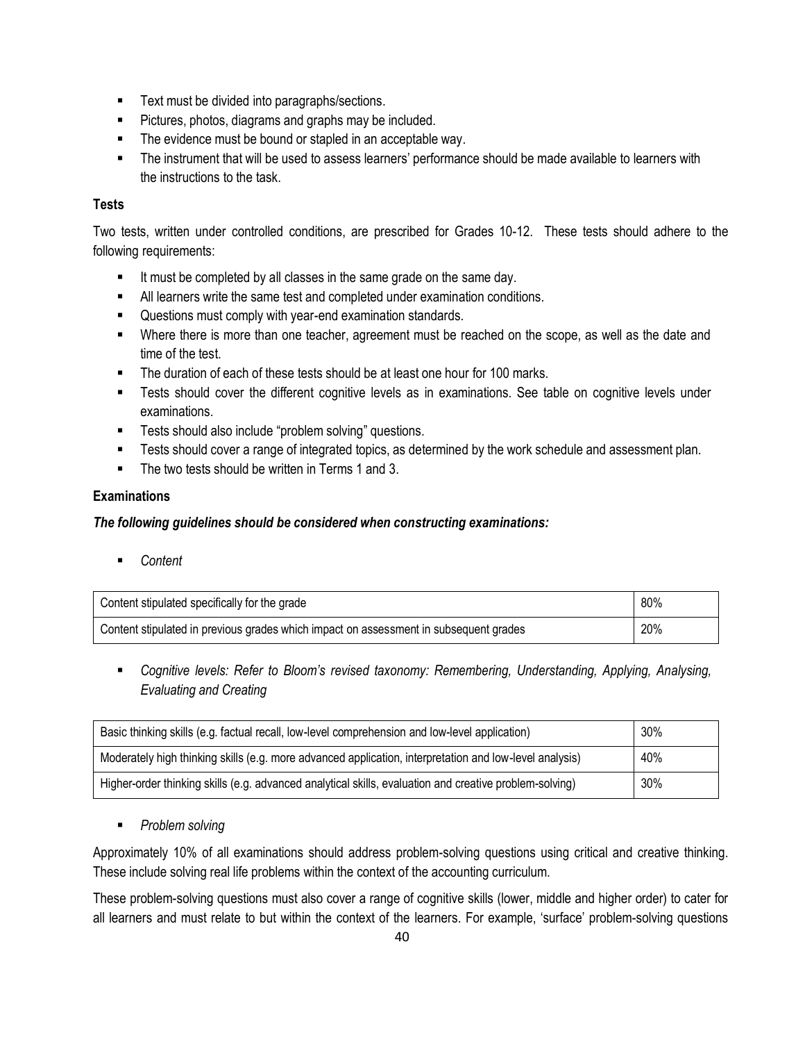- Text must be divided into paragraphs/sections.
- Pictures, photos, diagrams and graphs may be included.
- The evidence must be bound or stapled in an acceptable way.
- The instrument that will be used to assess learners' performance should be made available to learners with the instructions to the task.

**Tests**

Two tests, written under controlled conditions, are prescribed for Grades 10-12. These tests should adhere to the following requirements:

- It must be completed by all classes in the same grade on the same day.
- All learners write the same test and completed under examination conditions.
- Questions must comply with year-end examination standards.
- Where there is more than one teacher, agreement must be reached on the scope, as well as the date and time of the test.
- The duration of each of these tests should be at least one hour for 100 marks.
- Tests should cover the different cognitive levels as in examinations. See table on cognitive levels under examinations.
- Tests should also include "problem solving" questions.
- Tests should cover a range of integrated topics, as determined by the work schedule and assessment plan.
- The two tests should be written in Terms 1 and 3.

**Examinations**

***The following guidelines should be considered when constructing examinations:***

- *Content*

| Content | % |
|---|---|
| Content stipulated specifically for the grade | 80% |
| Content stipulated in previous grades which impact on assessment in subsequent grades | 20% |

- *Cognitive levels: Refer to Bloom's revised taxonomy: Remembering, Understanding, Applying, Analysing, Evaluating and Creating*

| Cognitive level | % |
|---|---|
| Basic thinking skills (e.g. factual recall, low-level comprehension and low-level application) | 30% |
| Moderately high thinking skills (e.g. more advanced application, interpretation and low-level analysis) | 40% |
| Higher-order thinking skills (e.g. advanced analytical skills, evaluation and creative problem-solving) | 30% |

- *Problem solving*

Approximately 10% of all examinations should address problem-solving questions using critical and creative thinking. These include solving real life problems within the context of the accounting curriculum.

These problem-solving questions must also cover a range of cognitive skills (lower, middle and higher order) to cater for all learners and must relate to but within the context of the learners. For example, 'surface' problem-solving questions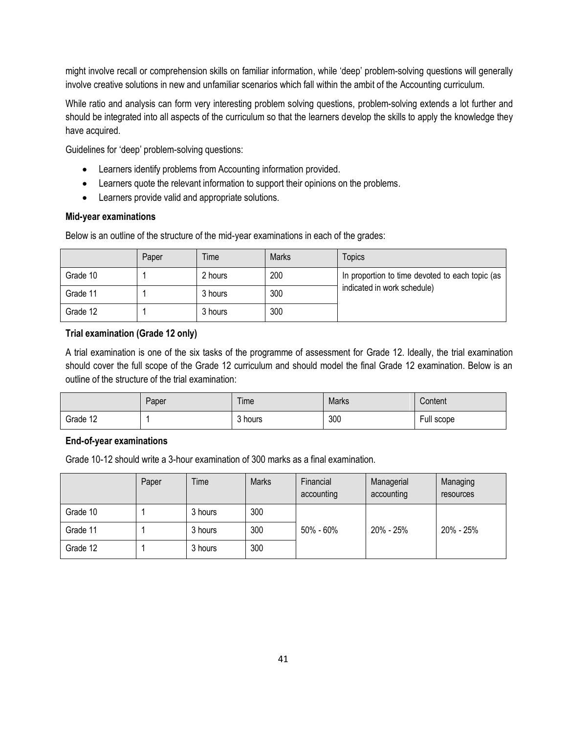might involve recall or comprehension skills on familiar information, while 'deep' problem-solving questions will generally involve creative solutions in new and unfamiliar scenarios which fall within the ambit of the Accounting curriculum.

While ratio and analysis can form very interesting problem solving questions, problem-solving extends a lot further and should be integrated into all aspects of the curriculum so that the learners develop the skills to apply the knowledge they have acquired.

Guidelines for 'deep' problem-solving questions:

- Learners identify problems from Accounting information provided.
- Learners quote the relevant information to support their opinions on the problems.
- Learners provide valid and appropriate solutions.

**Mid-year examinations**

Below is an outline of the structure of the mid-year examinations in each of the grades:

| | Paper | Time | Marks | Topics |
|---|---|---|---|---|
| Grade 10 | 1 | 2 hours | 200 | In proportion to time devoted to each topic (as indicated in work schedule) |
| Grade 11 | 1 | 3 hours | 300 | |
| Grade 12 | 1 | 3 hours | 300 | |

**Trial examination (Grade 12 only)**

A trial examination is one of the six tasks of the programme of assessment for Grade 12. Ideally, the trial examination should cover the full scope of the Grade 12 curriculum and should model the final Grade 12 examination. Below is an outline of the structure of the trial examination:

| | Paper | Time | Marks | Content |
|---|---|---|---|---|
| Grade 12 | 1 | 3 hours | 300 | Full scope |

**End-of-year examinations**

Grade 10-12 should write a 3-hour examination of 300 marks as a final examination.

| | Paper | Time | Marks | Financial accounting | Managerial accounting | Managing resources |
|---|---|---|---|---|---|---|
| Grade 10 | 1 | 3 hours | 300 | 50% - 60% | 20% - 25% | 20% - 25% |
| Grade 11 | 1 | 3 hours | 300 | | | |
| Grade 12 | 1 | 3 hours | 300 | | | |